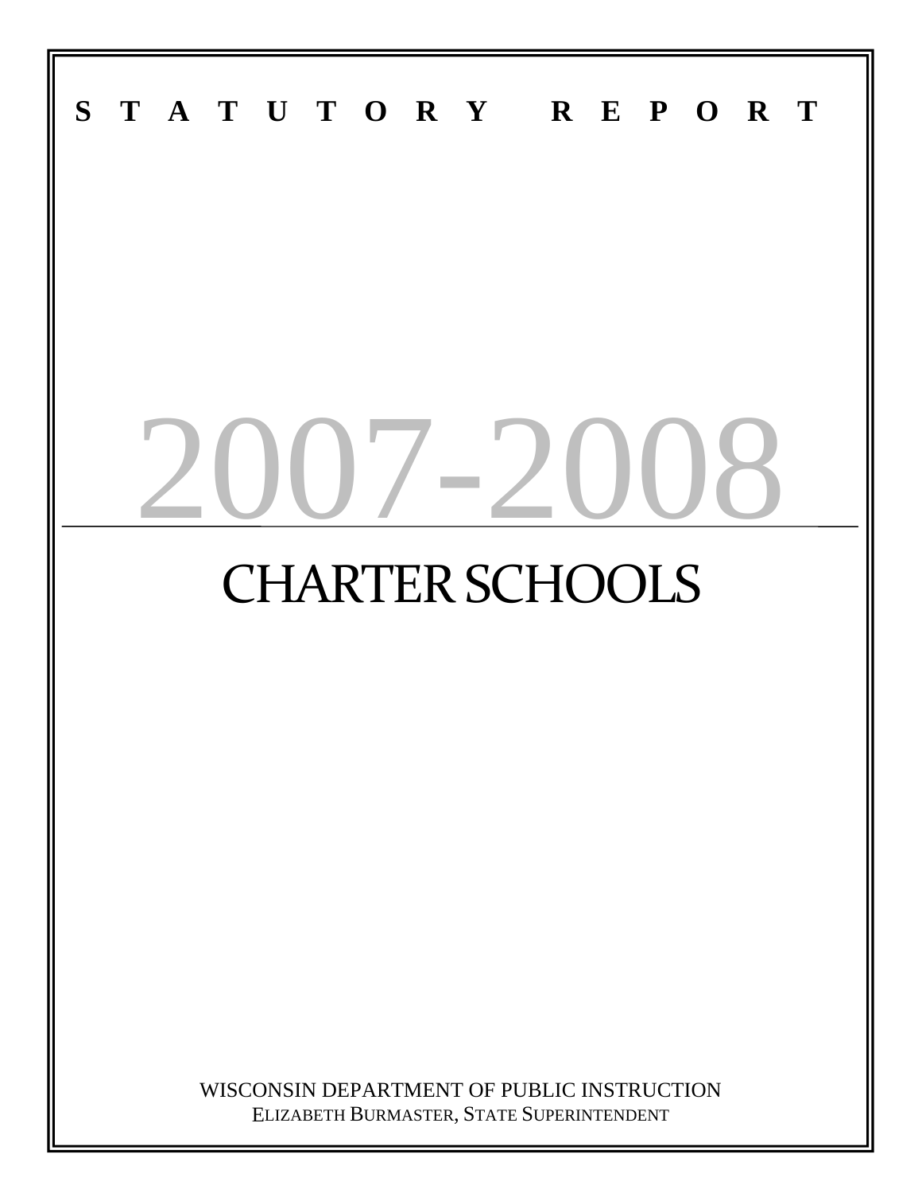**STATUTORY REPORT**

# 2007-2008

# CHARTER SCHOOLS

WISCONSIN DEPARTMENT OF PUBLIC INSTRUCTION
ELIZABETH BURMASTER, STATE SUPERINTENDENT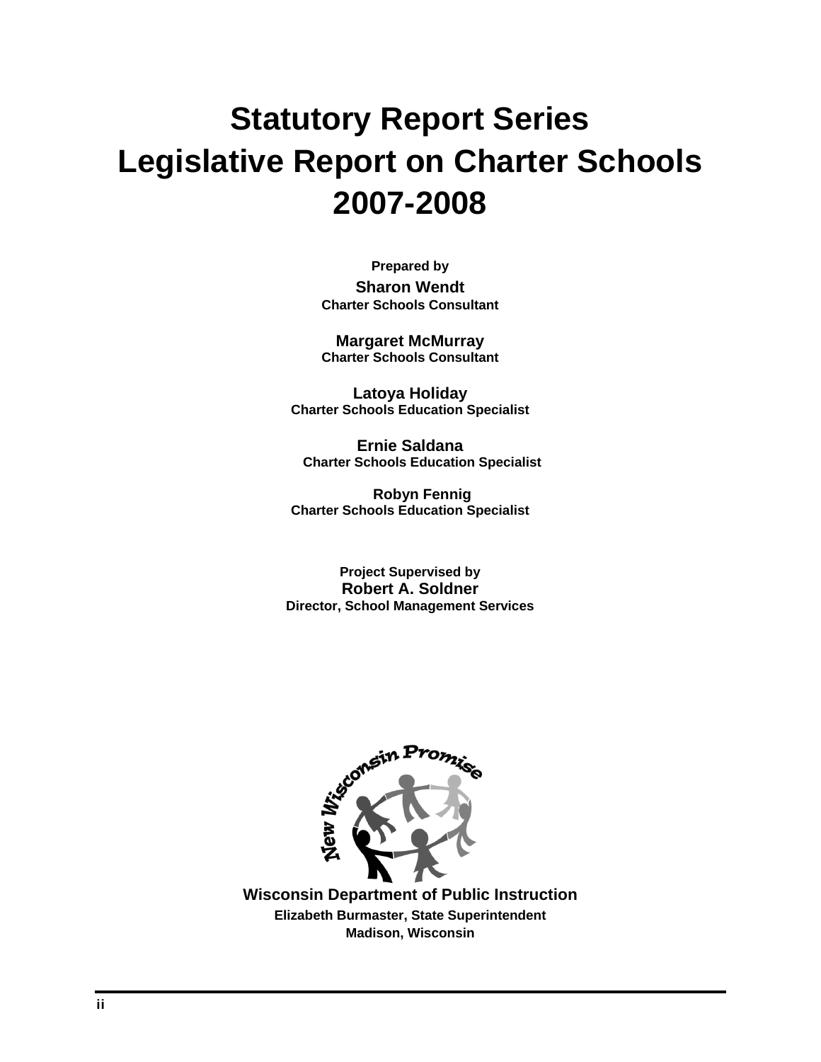# Statutory Report Series
# Legislative Report on Charter Schools
# 2007-2008

**Prepared by**

**Sharon Wendt**
**Charter Schools Consultant**

**Margaret McMurray**
**Charter Schools Consultant**

**Latoya Holiday**
**Charter Schools Education Specialist**

**Ernie Saldana**
**Charter Schools Education Specialist**

**Robyn Fennig**
**Charter Schools Education Specialist**

**Project Supervised by**
**Robert A. Soldner**
**Director, School Management Services**

New Wisconsin Promise

**Wisconsin Department of Public Instruction**
**Elizabeth Burmaster, State Superintendent**
**Madison, Wisconsin**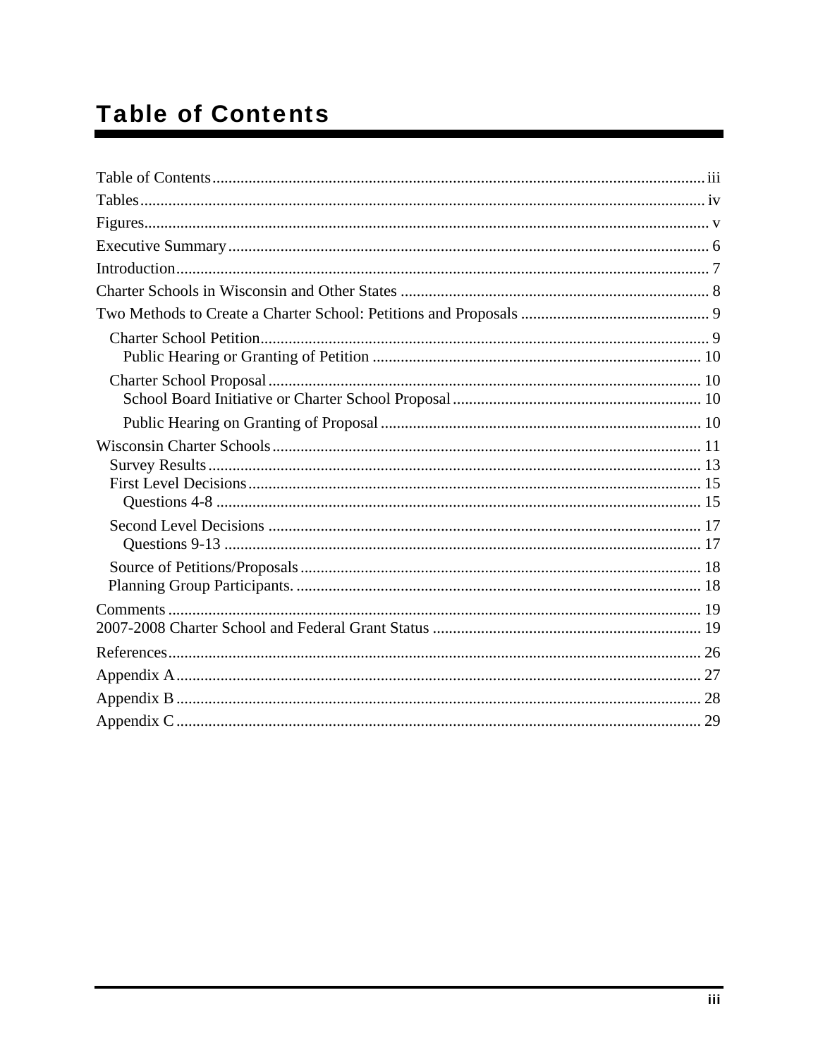# Table of Contents

Table of Contents ........ iii
Tables ........ iv
Figures ........ v
Executive Summary ........ 6
Introduction ........ 7
Charter Schools in Wisconsin and Other States ........ 8
Two Methods to Create a Charter School: Petitions and Proposals ........ 9
- Charter School Petition ........ 9
  - Public Hearing or Granting of Petition ........ 10
- Charter School Proposal ........ 10
  - School Board Initiative or Charter School Proposal ........ 10
  - Public Hearing on Granting of Proposal ........ 10

Wisconsin Charter Schools ........ 11
- Survey Results ........ 13
- First Level Decisions ........ 15
  - Questions 4-8 ........ 15
- Second Level Decisions ........ 17
  - Questions 9-13 ........ 17
- Source of Petitions/Proposals ........ 18
- Planning Group Participants. ........ 18

Comments ........ 19
2007-2008 Charter School and Federal Grant Status ........ 19
References ........ 26
Appendix A ........ 27
Appendix B ........ 28
Appendix C ........ 29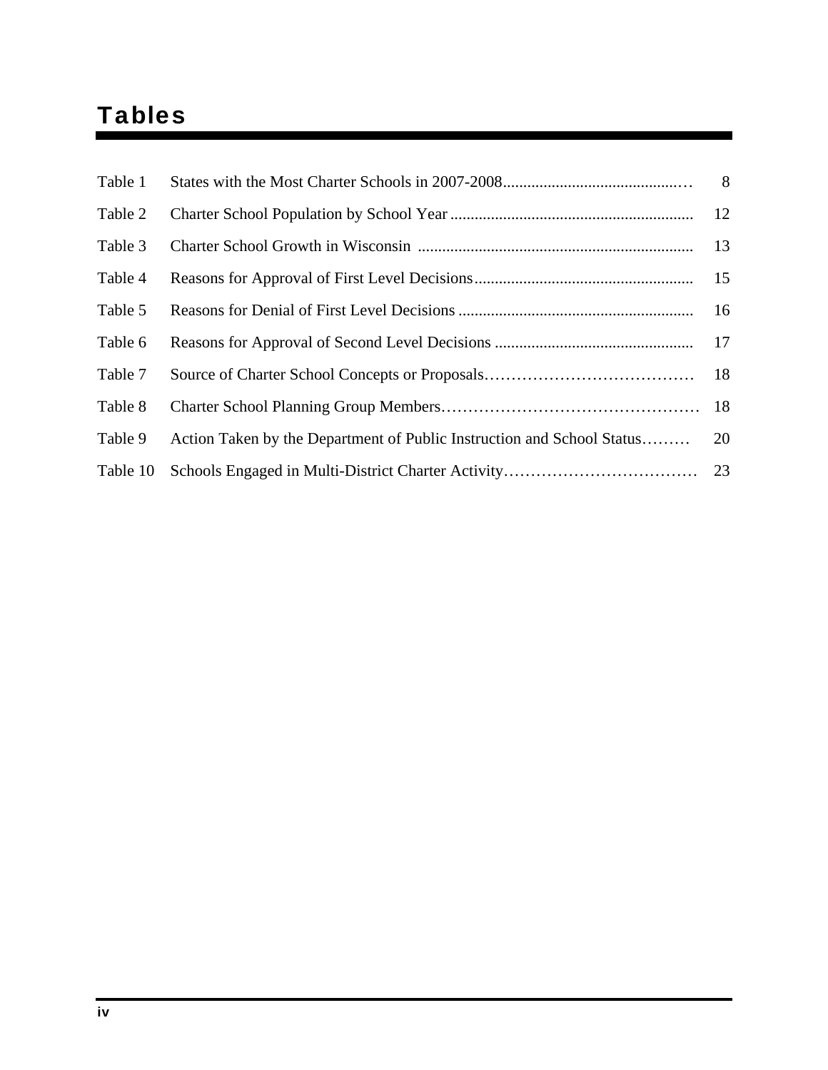# Tables

| | | |
|---|---|---|
| Table 1 | States with the Most Charter Schools in 2007-2008 | 8 |
| Table 2 | Charter School Population by School Year | 12 |
| Table 3 | Charter School Growth in Wisconsin | 13 |
| Table 4 | Reasons for Approval of First Level Decisions | 15 |
| Table 5 | Reasons for Denial of First Level Decisions | 16 |
| Table 6 | Reasons for Approval of Second Level Decisions | 17 |
| Table 7 | Source of Charter School Concepts or Proposals | 18 |
| Table 8 | Charter School Planning Group Members | 18 |
| Table 9 | Action Taken by the Department of Public Instruction and School Status | 20 |
| Table 10 | Schools Engaged in Multi-District Charter Activity | 23 |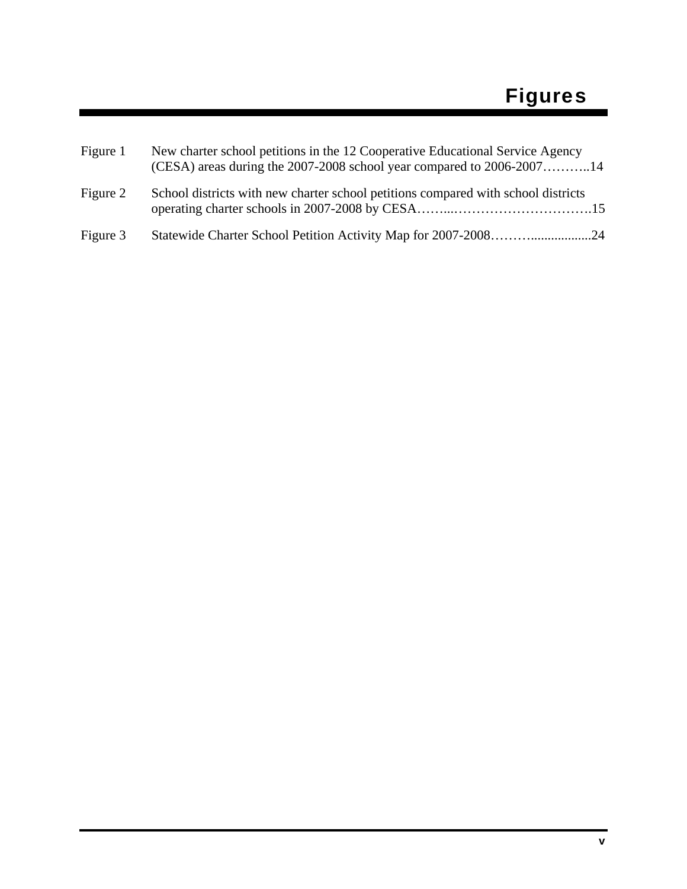# Figures

| | |
|---|---|
| Figure 1 | New charter school petitions in the 12 Cooperative Educational Service Agency (CESA) areas during the 2007-2008 school year compared to 2006-2007………..14 |
| Figure 2 | School districts with new charter school petitions compared with school districts operating charter schools in 2007-2008 by CESA……...………………………….15 |
| Figure 3 | Statewide Charter School Petition Activity Map for 2007-2008……….................24 |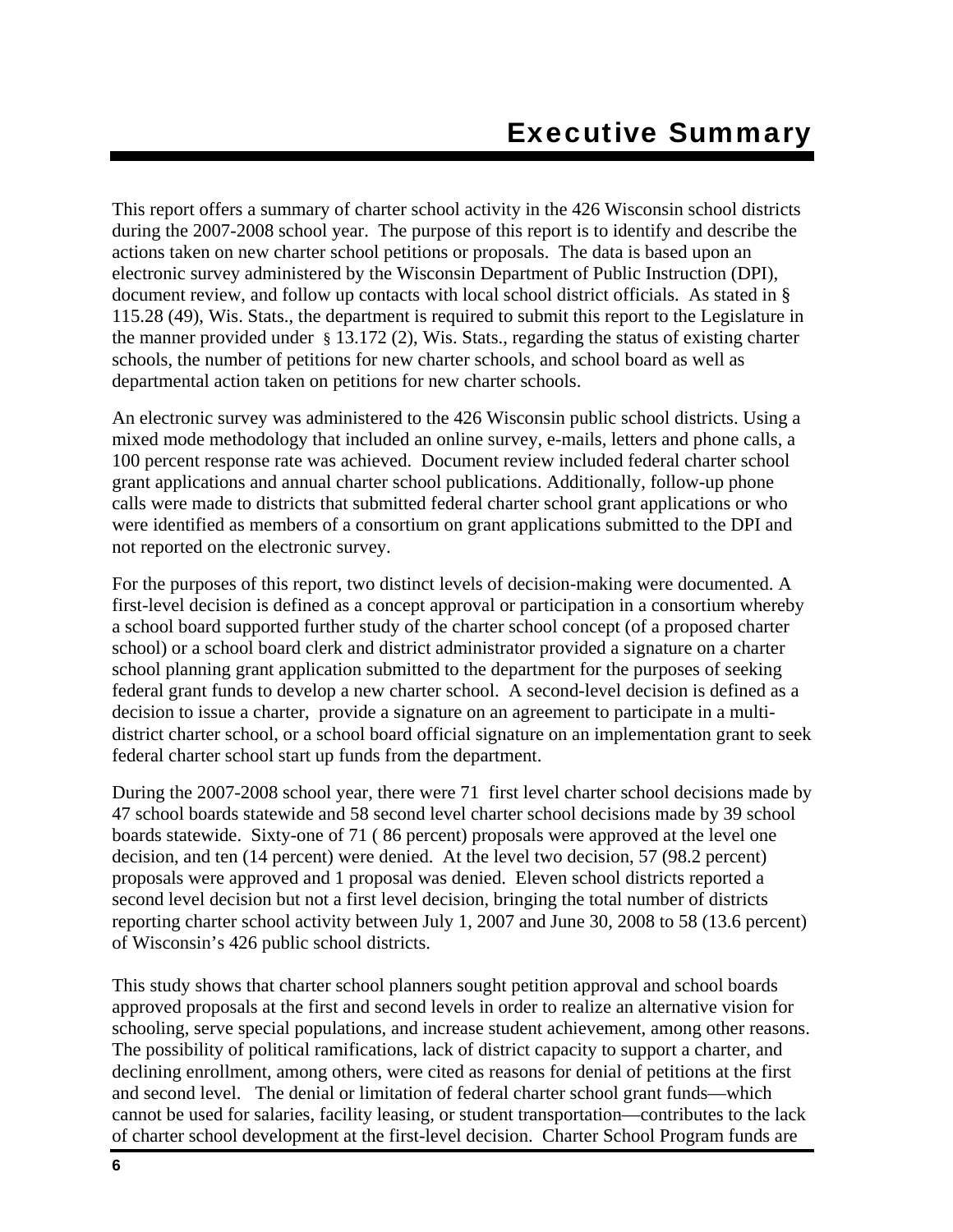# Executive Summary

This report offers a summary of charter school activity in the 426 Wisconsin school districts during the 2007-2008 school year. The purpose of this report is to identify and describe the actions taken on new charter school petitions or proposals. The data is based upon an electronic survey administered by the Wisconsin Department of Public Instruction (DPI), document review, and follow up contacts with local school district officials. As stated in § 115.28 (49), Wis. Stats., the department is required to submit this report to the Legislature in the manner provided under § 13.172 (2), Wis. Stats., regarding the status of existing charter schools, the number of petitions for new charter schools, and school board as well as departmental action taken on petitions for new charter schools.

An electronic survey was administered to the 426 Wisconsin public school districts. Using a mixed mode methodology that included an online survey, e-mails, letters and phone calls, a 100 percent response rate was achieved. Document review included federal charter school grant applications and annual charter school publications. Additionally, follow-up phone calls were made to districts that submitted federal charter school grant applications or who were identified as members of a consortium on grant applications submitted to the DPI and not reported on the electronic survey.

For the purposes of this report, two distinct levels of decision-making were documented. A first-level decision is defined as a concept approval or participation in a consortium whereby a school board supported further study of the charter school concept (of a proposed charter school) or a school board clerk and district administrator provided a signature on a charter school planning grant application submitted to the department for the purposes of seeking federal grant funds to develop a new charter school. A second-level decision is defined as a decision to issue a charter, provide a signature on an agreement to participate in a multi-district charter school, or a school board official signature on an implementation grant to seek federal charter school start up funds from the department.

During the 2007-2008 school year, there were 71 first level charter school decisions made by 47 school boards statewide and 58 second level charter school decisions made by 39 school boards statewide. Sixty-one of 71 ( 86 percent) proposals were approved at the level one decision, and ten (14 percent) were denied. At the level two decision, 57 (98.2 percent) proposals were approved and 1 proposal was denied. Eleven school districts reported a second level decision but not a first level decision, bringing the total number of districts reporting charter school activity between July 1, 2007 and June 30, 2008 to 58 (13.6 percent) of Wisconsin's 426 public school districts.

This study shows that charter school planners sought petition approval and school boards approved proposals at the first and second levels in order to realize an alternative vision for schooling, serve special populations, and increase student achievement, among other reasons. The possibility of political ramifications, lack of district capacity to support a charter, and declining enrollment, among others, were cited as reasons for denial of petitions at the first and second level. The denial or limitation of federal charter school grant funds—which cannot be used for salaries, facility leasing, or student transportation—contributes to the lack of charter school development at the first-level decision. Charter School Program funds are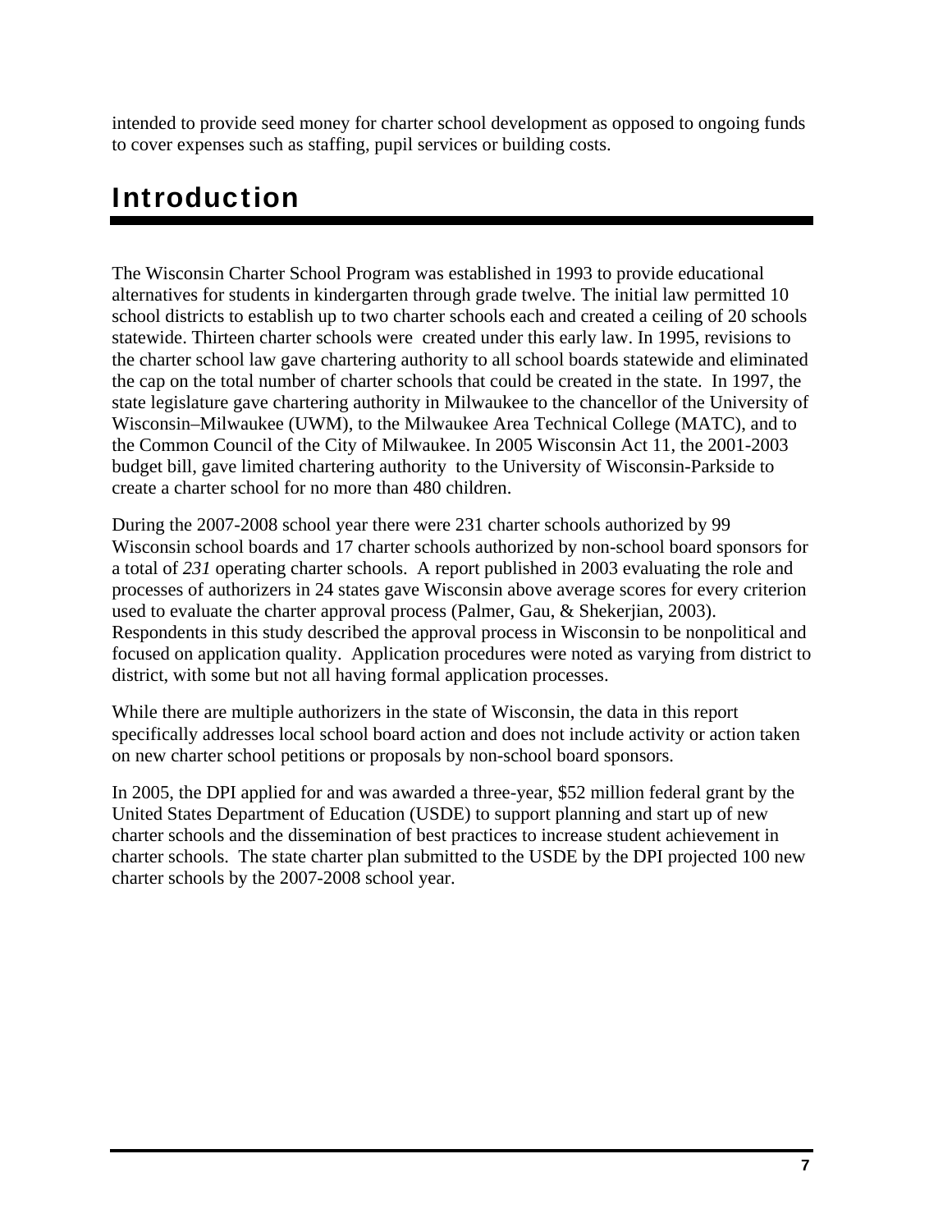intended to provide seed money for charter school development as opposed to ongoing funds to cover expenses such as staffing, pupil services or building costs.

# Introduction

The Wisconsin Charter School Program was established in 1993 to provide educational alternatives for students in kindergarten through grade twelve. The initial law permitted 10 school districts to establish up to two charter schools each and created a ceiling of 20 schools statewide. Thirteen charter schools were created under this early law. In 1995, revisions to the charter school law gave chartering authority to all school boards statewide and eliminated the cap on the total number of charter schools that could be created in the state. In 1997, the state legislature gave chartering authority in Milwaukee to the chancellor of the University of Wisconsin–Milwaukee (UWM), to the Milwaukee Area Technical College (MATC), and to the Common Council of the City of Milwaukee. In 2005 Wisconsin Act 11, the 2001-2003 budget bill, gave limited chartering authority to the University of Wisconsin-Parkside to create a charter school for no more than 480 children.

During the 2007-2008 school year there were 231 charter schools authorized by 99 Wisconsin school boards and 17 charter schools authorized by non-school board sponsors for a total of *231* operating charter schools. A report published in 2003 evaluating the role and processes of authorizers in 24 states gave Wisconsin above average scores for every criterion used to evaluate the charter approval process (Palmer, Gau, & Shekerjian, 2003). Respondents in this study described the approval process in Wisconsin to be nonpolitical and focused on application quality. Application procedures were noted as varying from district to district, with some but not all having formal application processes.

While there are multiple authorizers in the state of Wisconsin, the data in this report specifically addresses local school board action and does not include activity or action taken on new charter school petitions or proposals by non-school board sponsors.

In 2005, the DPI applied for and was awarded a three-year, $52 million federal grant by the United States Department of Education (USDE) to support planning and start up of new charter schools and the dissemination of best practices to increase student achievement in charter schools. The state charter plan submitted to the USDE by the DPI projected 100 new charter schools by the 2007-2008 school year.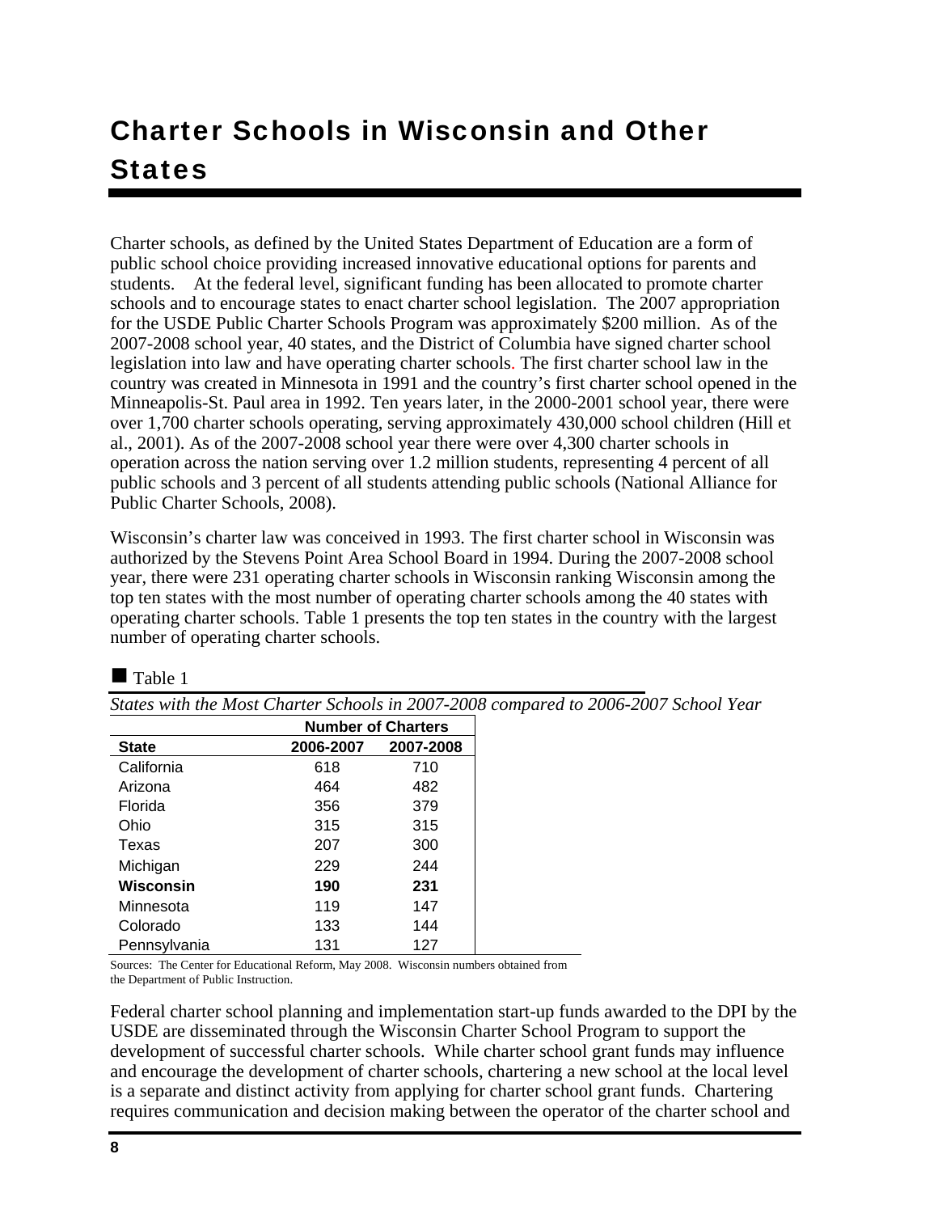# Charter Schools in Wisconsin and Other States

Charter schools, as defined by the United States Department of Education are a form of public school choice providing increased innovative educational options for parents and students. At the federal level, significant funding has been allocated to promote charter schools and to encourage states to enact charter school legislation. The 2007 appropriation for the USDE Public Charter Schools Program was approximately $200 million. As of the 2007-2008 school year, 40 states, and the District of Columbia have signed charter school legislation into law and have operating charter schools. The first charter school law in the country was created in Minnesota in 1991 and the country's first charter school opened in the Minneapolis-St. Paul area in 1992. Ten years later, in the 2000-2001 school year, there were over 1,700 charter schools operating, serving approximately 430,000 school children (Hill et al., 2001). As of the 2007-2008 school year there were over 4,300 charter schools in operation across the nation serving over 1.2 million students, representing 4 percent of all public schools and 3 percent of all students attending public schools (National Alliance for Public Charter Schools, 2008).

Wisconsin's charter law was conceived in 1993. The first charter school in Wisconsin was authorized by the Stevens Point Area School Board in 1994. During the 2007-2008 school year, there were 231 operating charter schools in Wisconsin ranking Wisconsin among the top ten states with the most number of operating charter schools among the 40 states with operating charter schools. Table 1 presents the top ten states in the country with the largest number of operating charter schools.

■ Table 1

*States with the Most Charter Schools in 2007-2008 compared to 2006-2007 School Year*

| | Number of Charters | |
|---|---|---|
| **State** | **2006-2007** | **2007-2008** |
| California | 618 | 710 |
| Arizona | 464 | 482 |
| Florida | 356 | 379 |
| Ohio | 315 | 315 |
| Texas | 207 | 300 |
| Michigan | 229 | 244 |
| **Wisconsin** | **190** | **231** |
| Minnesota | 119 | 147 |
| Colorado | 133 | 144 |
| Pennsylvania | 131 | 127 |

Sources: The Center for Educational Reform, May 2008. Wisconsin numbers obtained from the Department of Public Instruction.

Federal charter school planning and implementation start-up funds awarded to the DPI by the USDE are disseminated through the Wisconsin Charter School Program to support the development of successful charter schools. While charter school grant funds may influence and encourage the development of charter schools, chartering a new school at the local level is a separate and distinct activity from applying for charter school grant funds. Chartering requires communication and decision making between the operator of the charter school and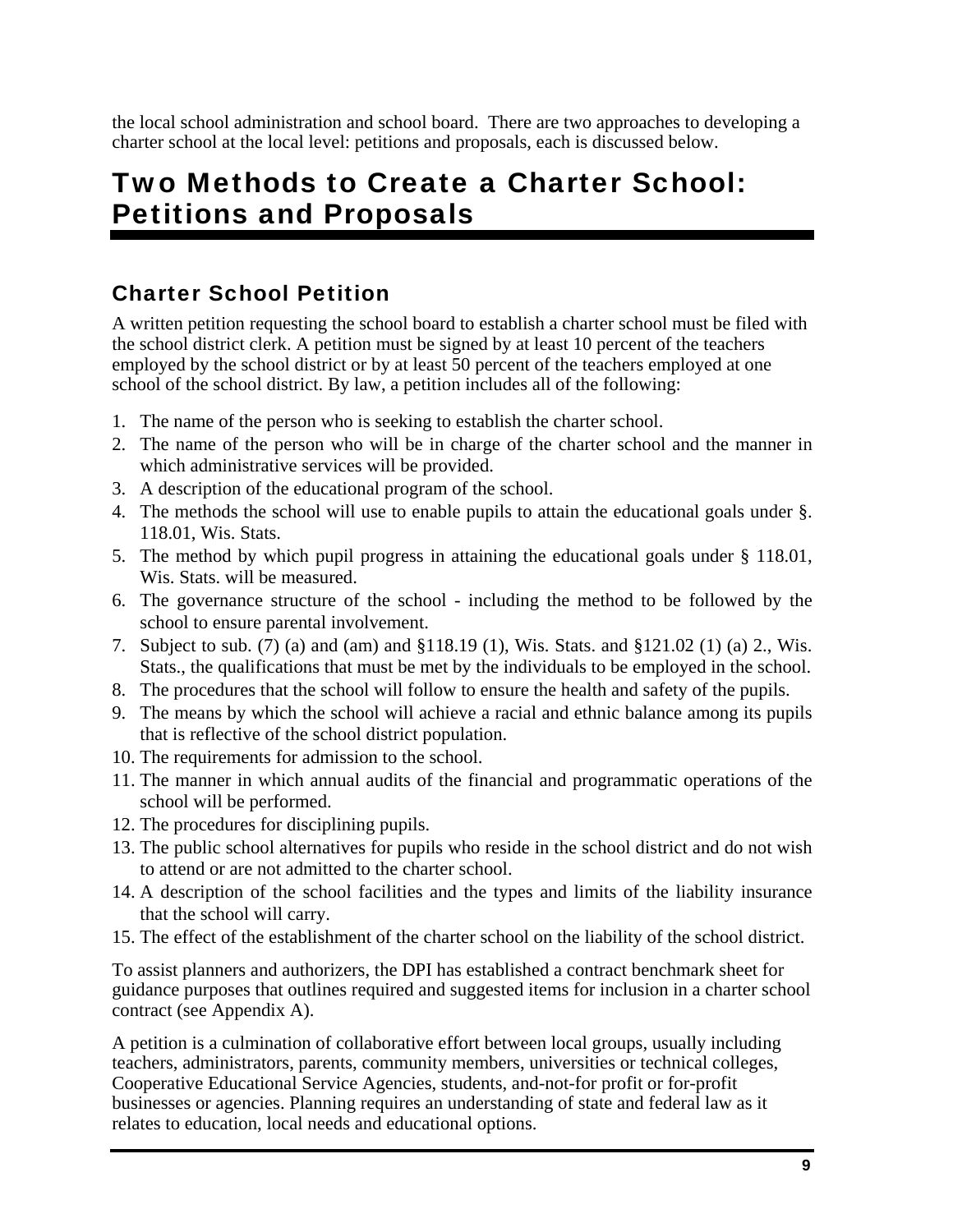the local school administration and school board. There are two approaches to developing a charter school at the local level: petitions and proposals, each is discussed below.

# Two Methods to Create a Charter School: Petitions and Proposals

## Charter School Petition

A written petition requesting the school board to establish a charter school must be filed with the school district clerk. A petition must be signed by at least 10 percent of the teachers employed by the school district or by at least 50 percent of the teachers employed at one school of the school district. By law, a petition includes all of the following:

1. The name of the person who is seeking to establish the charter school.
2. The name of the person who will be in charge of the charter school and the manner in which administrative services will be provided.
3. A description of the educational program of the school.
4. The methods the school will use to enable pupils to attain the educational goals under §. 118.01, Wis. Stats.
5. The method by which pupil progress in attaining the educational goals under § 118.01, Wis. Stats. will be measured.
6. The governance structure of the school - including the method to be followed by the school to ensure parental involvement.
7. Subject to sub. (7) (a) and (am) and §118.19 (1), Wis. Stats. and §121.02 (1) (a) 2., Wis. Stats., the qualifications that must be met by the individuals to be employed in the school.
8. The procedures that the school will follow to ensure the health and safety of the pupils.
9. The means by which the school will achieve a racial and ethnic balance among its pupils that is reflective of the school district population.
10. The requirements for admission to the school.
11. The manner in which annual audits of the financial and programmatic operations of the school will be performed.
12. The procedures for disciplining pupils.
13. The public school alternatives for pupils who reside in the school district and do not wish to attend or are not admitted to the charter school.
14. A description of the school facilities and the types and limits of the liability insurance that the school will carry.
15. The effect of the establishment of the charter school on the liability of the school district.

To assist planners and authorizers, the DPI has established a contract benchmark sheet for guidance purposes that outlines required and suggested items for inclusion in a charter school contract (see Appendix A).

A petition is a culmination of collaborative effort between local groups, usually including teachers, administrators, parents, community members, universities or technical colleges, Cooperative Educational Service Agencies, students, and-not-for profit or for-profit businesses or agencies. Planning requires an understanding of state and federal law as it relates to education, local needs and educational options.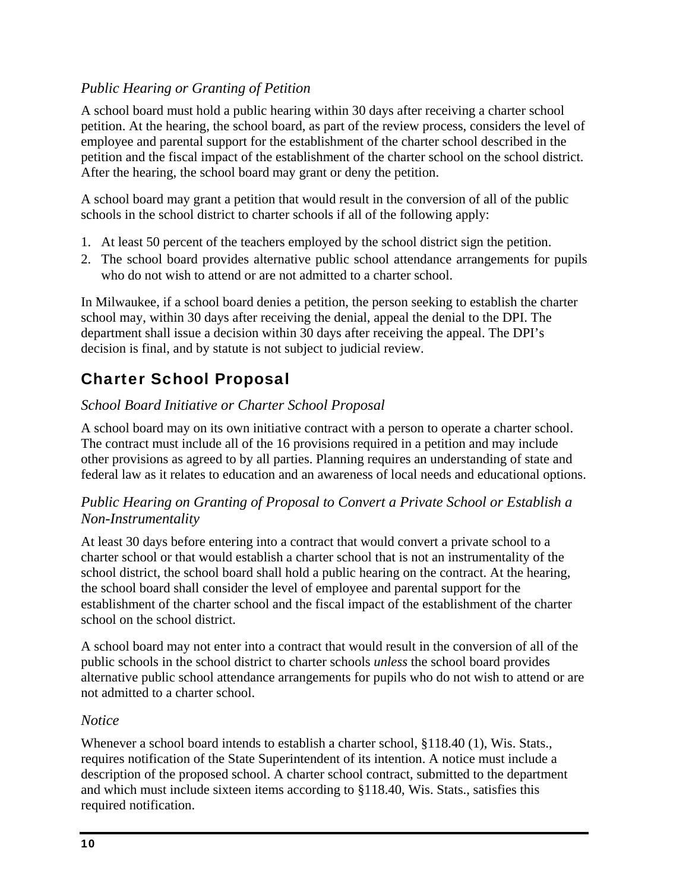*Public Hearing or Granting of Petition*

A school board must hold a public hearing within 30 days after receiving a charter school petition. At the hearing, the school board, as part of the review process, considers the level of employee and parental support for the establishment of the charter school described in the petition and the fiscal impact of the establishment of the charter school on the school district. After the hearing, the school board may grant or deny the petition.

A school board may grant a petition that would result in the conversion of all of the public schools in the school district to charter schools if all of the following apply:

1. At least 50 percent of the teachers employed by the school district sign the petition.
2. The school board provides alternative public school attendance arrangements for pupils who do not wish to attend or are not admitted to a charter school.

In Milwaukee, if a school board denies a petition, the person seeking to establish the charter school may, within 30 days after receiving the denial, appeal the denial to the DPI. The department shall issue a decision within 30 days after receiving the appeal. The DPI's decision is final, and by statute is not subject to judicial review.

## Charter School Proposal

*School Board Initiative or Charter School Proposal*

A school board may on its own initiative contract with a person to operate a charter school. The contract must include all of the 16 provisions required in a petition and may include other provisions as agreed to by all parties. Planning requires an understanding of state and federal law as it relates to education and an awareness of local needs and educational options.

*Public Hearing on Granting of Proposal to Convert a Private School or Establish a Non-Instrumentality*

At least 30 days before entering into a contract that would convert a private school to a charter school or that would establish a charter school that is not an instrumentality of the school district, the school board shall hold a public hearing on the contract. At the hearing, the school board shall consider the level of employee and parental support for the establishment of the charter school and the fiscal impact of the establishment of the charter school on the school district.

A school board may not enter into a contract that would result in the conversion of all of the public schools in the school district to charter schools *unless* the school board provides alternative public school attendance arrangements for pupils who do not wish to attend or are not admitted to a charter school.

*Notice*

Whenever a school board intends to establish a charter school, §118.40 (1), Wis. Stats., requires notification of the State Superintendent of its intention. A notice must include a description of the proposed school. A charter school contract, submitted to the department and which must include sixteen items according to §118.40, Wis. Stats., satisfies this required notification.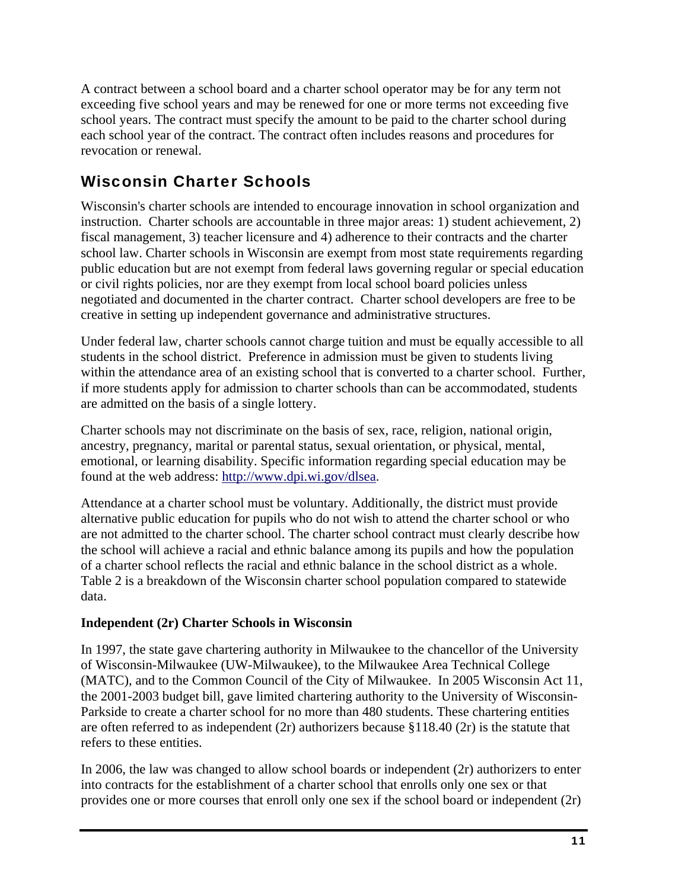A contract between a school board and a charter school operator may be for any term not exceeding five school years and may be renewed for one or more terms not exceeding five school years. The contract must specify the amount to be paid to the charter school during each school year of the contract. The contract often includes reasons and procedures for revocation or renewal.

## Wisconsin Charter Schools

Wisconsin's charter schools are intended to encourage innovation in school organization and instruction. Charter schools are accountable in three major areas: 1) student achievement, 2) fiscal management, 3) teacher licensure and 4) adherence to their contracts and the charter school law. Charter schools in Wisconsin are exempt from most state requirements regarding public education but are not exempt from federal laws governing regular or special education or civil rights policies, nor are they exempt from local school board policies unless negotiated and documented in the charter contract. Charter school developers are free to be creative in setting up independent governance and administrative structures.

Under federal law, charter schools cannot charge tuition and must be equally accessible to all students in the school district. Preference in admission must be given to students living within the attendance area of an existing school that is converted to a charter school. Further, if more students apply for admission to charter schools than can be accommodated, students are admitted on the basis of a single lottery.

Charter schools may not discriminate on the basis of sex, race, religion, national origin, ancestry, pregnancy, marital or parental status, sexual orientation, or physical, mental, emotional, or learning disability. Specific information regarding special education may be found at the web address: [http://www.dpi.wi.gov/dlsea](http://www.dpi.wi.gov/dlsea).

Attendance at a charter school must be voluntary. Additionally, the district must provide alternative public education for pupils who do not wish to attend the charter school or who are not admitted to the charter school. The charter school contract must clearly describe how the school will achieve a racial and ethnic balance among its pupils and how the population of a charter school reflects the racial and ethnic balance in the school district as a whole. Table 2 is a breakdown of the Wisconsin charter school population compared to statewide data.

**Independent (2r) Charter Schools in Wisconsin**

In 1997, the state gave chartering authority in Milwaukee to the chancellor of the University of Wisconsin-Milwaukee (UW-Milwaukee), to the Milwaukee Area Technical College (MATC), and to the Common Council of the City of Milwaukee. In 2005 Wisconsin Act 11, the 2001-2003 budget bill, gave limited chartering authority to the University of Wisconsin-Parkside to create a charter school for no more than 480 students. These chartering entities are often referred to as independent (2r) authorizers because §118.40 (2r) is the statute that refers to these entities.

In 2006, the law was changed to allow school boards or independent (2r) authorizers to enter into contracts for the establishment of a charter school that enrolls only one sex or that provides one or more courses that enroll only one sex if the school board or independent (2r)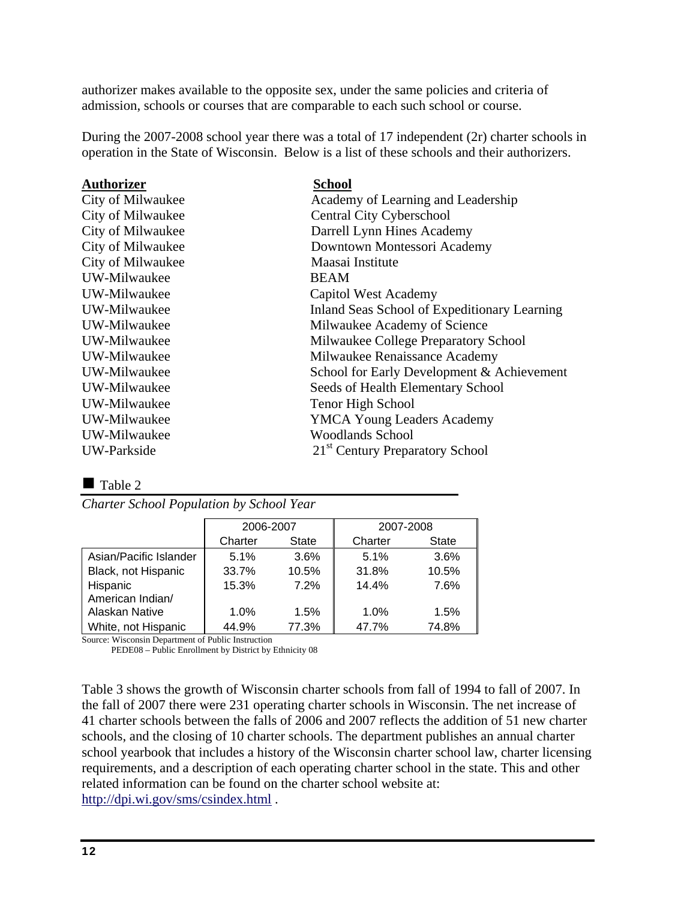authorizer makes available to the opposite sex, under the same policies and criteria of admission, schools or courses that are comparable to each such school or course.

During the 2007-2008 school year there was a total of 17 independent (2r) charter schools in operation in the State of Wisconsin. Below is a list of these schools and their authorizers.

| **Authorizer** | **School** |
|---|---|
| City of Milwaukee | Academy of Learning and Leadership |
| City of Milwaukee | Central City Cyberschool |
| City of Milwaukee | Darrell Lynn Hines Academy |
| City of Milwaukee | Downtown Montessori Academy |
| City of Milwaukee | Maasai Institute |
| UW-Milwaukee | BEAM |
| UW-Milwaukee | Capitol West Academy |
| UW-Milwaukee | Inland Seas School of Expeditionary Learning |
| UW-Milwaukee | Milwaukee Academy of Science |
| UW-Milwaukee | Milwaukee College Preparatory School |
| UW-Milwaukee | Milwaukee Renaissance Academy |
| UW-Milwaukee | School for Early Development & Achievement |
| UW-Milwaukee | Seeds of Health Elementary School |
| UW-Milwaukee | Tenor High School |
| UW-Milwaukee | YMCA Young Leaders Academy |
| UW-Milwaukee | Woodlands School |
| UW-Parkside | 21st Century Preparatory School |

■ Table 2

*Charter School Population by School Year*

| | 2006-2007 | | 2007-2008 | |
|---|---|---|---|---|
| | Charter | State | Charter | State |
| Asian/Pacific Islander | 5.1% | 3.6% | 5.1% | 3.6% |
| Black, not Hispanic | 33.7% | 10.5% | 31.8% | 10.5% |
| Hispanic | 15.3% | 7.2% | 14.4% | 7.6% |
| American Indian/ Alaskan Native | 1.0% | 1.5% | 1.0% | 1.5% |
| White, not Hispanic | 44.9% | 77.3% | 47.7% | 74.8% |

Source: Wisconsin Department of Public Instruction
PEDE08 – Public Enrollment by District by Ethnicity 08

Table 3 shows the growth of Wisconsin charter schools from fall of 1994 to fall of 2007. In the fall of 2007 there were 231 operating charter schools in Wisconsin. The net increase of 41 charter schools between the falls of 2006 and 2007 reflects the addition of 51 new charter schools, and the closing of 10 charter schools. The department publishes an annual charter school yearbook that includes a history of the Wisconsin charter school law, charter licensing requirements, and a description of each operating charter school in the state. This and other related information can be found on the charter school website at: http://dpi.wi.gov/sms/csindex.html .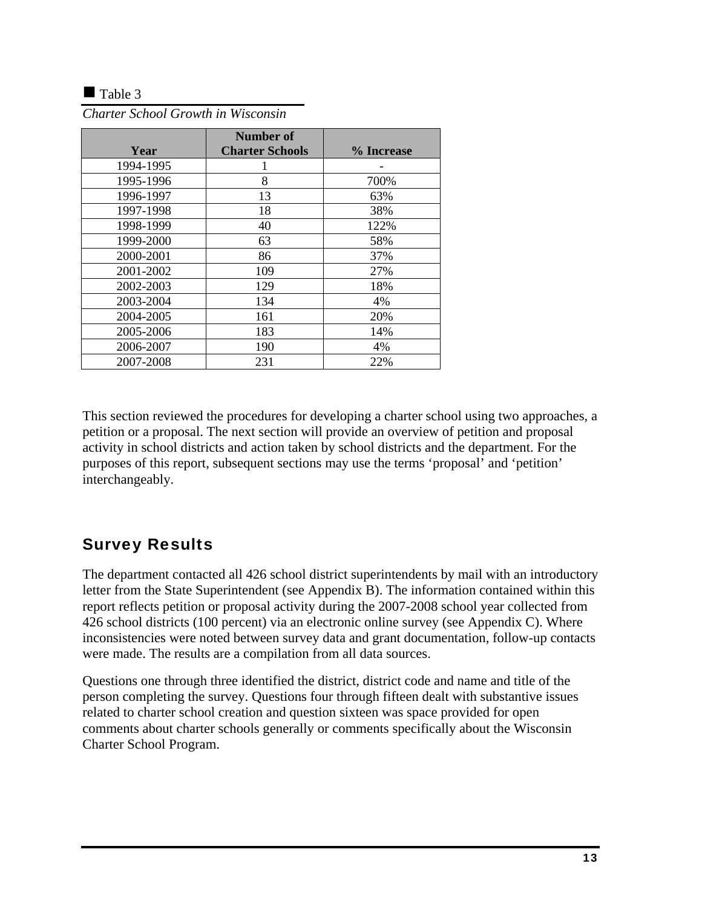■ Table 3

*Charter School Growth in Wisconsin*

| Year | Number of Charter Schools | % Increase |
|---|---|---|
| 1994-1995 | 1 | - |
| 1995-1996 | 8 | 700% |
| 1996-1997 | 13 | 63% |
| 1997-1998 | 18 | 38% |
| 1998-1999 | 40 | 122% |
| 1999-2000 | 63 | 58% |
| 2000-2001 | 86 | 37% |
| 2001-2002 | 109 | 27% |
| 2002-2003 | 129 | 18% |
| 2003-2004 | 134 | 4% |
| 2004-2005 | 161 | 20% |
| 2005-2006 | 183 | 14% |
| 2006-2007 | 190 | 4% |
| 2007-2008 | 231 | 22% |

This section reviewed the procedures for developing a charter school using two approaches, a petition or a proposal. The next section will provide an overview of petition and proposal activity in school districts and action taken by school districts and the department. For the purposes of this report, subsequent sections may use the terms 'proposal' and 'petition' interchangeably.

## Survey Results

The department contacted all 426 school district superintendents by mail with an introductory letter from the State Superintendent (see Appendix B). The information contained within this report reflects petition or proposal activity during the 2007-2008 school year collected from 426 school districts (100 percent) via an electronic online survey (see Appendix C). Where inconsistencies were noted between survey data and grant documentation, follow-up contacts were made. The results are a compilation from all data sources.

Questions one through three identified the district, district code and name and title of the person completing the survey. Questions four through fifteen dealt with substantive issues related to charter school creation and question sixteen was space provided for open comments about charter schools generally or comments specifically about the Wisconsin Charter School Program.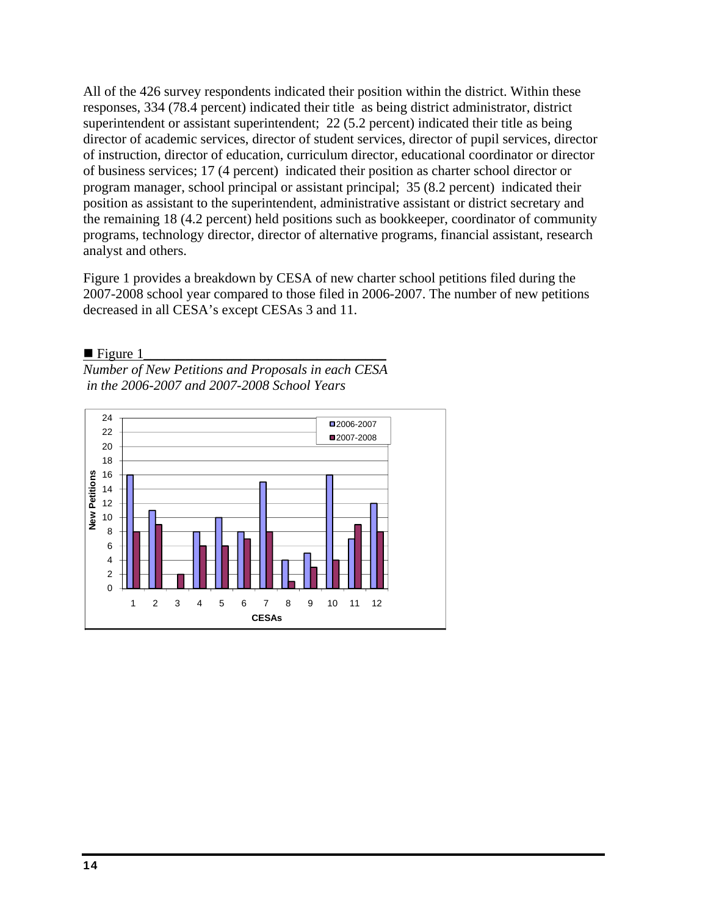All of the 426 survey respondents indicated their position within the district. Within these responses, 334 (78.4 percent) indicated their title as being district administrator, district superintendent or assistant superintendent; 22 (5.2 percent) indicated their title as being director of academic services, director of student services, director of pupil services, director of instruction, director of education, curriculum director, educational coordinator or director of business services; 17 (4 percent) indicated their position as charter school director or program manager, school principal or assistant principal; 35 (8.2 percent) indicated their position as assistant to the superintendent, administrative assistant or district secretary and the remaining 18 (4.2 percent) held positions such as bookkeeper, coordinator of community programs, technology director, director of alternative programs, financial assistant, research analyst and others.

Figure 1 provides a breakdown by CESA of new charter school petitions filed during the 2007-2008 school year compared to those filed in 2006-2007. The number of new petitions decreased in all CESA's except CESAs 3 and 11.

■ Figure 1

*Number of New Petitions and Proposals in each CESA in the 2006-2007 and 2007-2008 School Years*

| CESAs | 2006-2007 | 2007-2008 |
|---|---|---|
| 1 | 16 | 8 |
| 2 | 11 | 9 |
| 3 | 0 | 2 |
| 4 | 8 | 6 |
| 5 | 10 | 6 |
| 6 | 8 | 7 |
| 7 | 15 | 8 |
| 8 | 4 | 1 |
| 9 | 5 | 3 |
| 10 | 16 | 4 |
| 11 | 7 | 9 |
| 12 | 12 | 8 |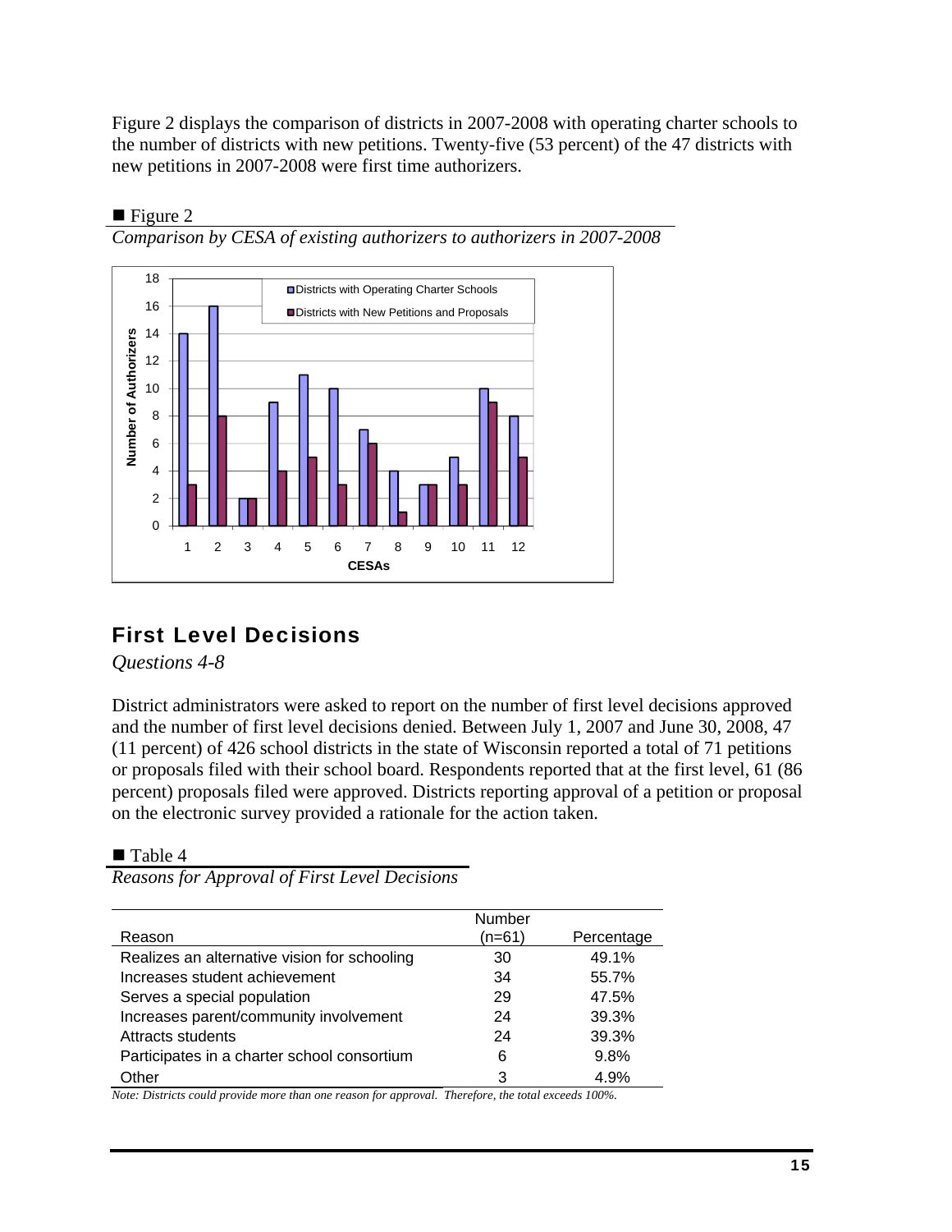Figure 2 displays the comparison of districts in 2007-2008 with operating charter schools to the number of districts with new petitions. Twenty-five (53 percent) of the 47 districts with new petitions in 2007-2008 were first time authorizers.

■ Figure 2

*Comparison by CESA of existing authorizers to authorizers in 2007-2008*

| CESAs | Districts with Operating Charter Schools | Districts with New Petitions and Proposals |
|---|---|---|
| 1 | 14 | 3 |
| 2 | 16 | 8 |
| 3 | 2 | 2 |
| 4 | 9 | 4 |
| 5 | 11 | 5 |
| 6 | 10 | 3 |
| 7 | 7 | 6 |
| 8 | 4 | 1 |
| 9 | 3 | 3 |
| 10 | 5 | 3 |
| 11 | 10 | 9 |
| 12 | 8 | 5 |

## First Level Decisions

*Questions 4-8*

District administrators were asked to report on the number of first level decisions approved and the number of first level decisions denied. Between July 1, 2007 and June 30, 2008, 47 (11 percent) of 426 school districts in the state of Wisconsin reported a total of 71 petitions or proposals filed with their school board. Respondents reported that at the first level, 61 (86 percent) proposals filed were approved. Districts reporting approval of a petition or proposal on the electronic survey provided a rationale for the action taken.

■ Table 4

*Reasons for Approval of First Level Decisions*

| Reason | Number (n=61) | Percentage |
|---|---|---|
| Realizes an alternative vision for schooling | 30 | 49.1% |
| Increases student achievement | 34 | 55.7% |
| Serves a special population | 29 | 47.5% |
| Increases parent/community involvement | 24 | 39.3% |
| Attracts students | 24 | 39.3% |
| Participates in a charter school consortium | 6 | 9.8% |
| Other | 3 | 4.9% |

*Note: Districts could provide more than one reason for approval. Therefore, the total exceeds 100%.*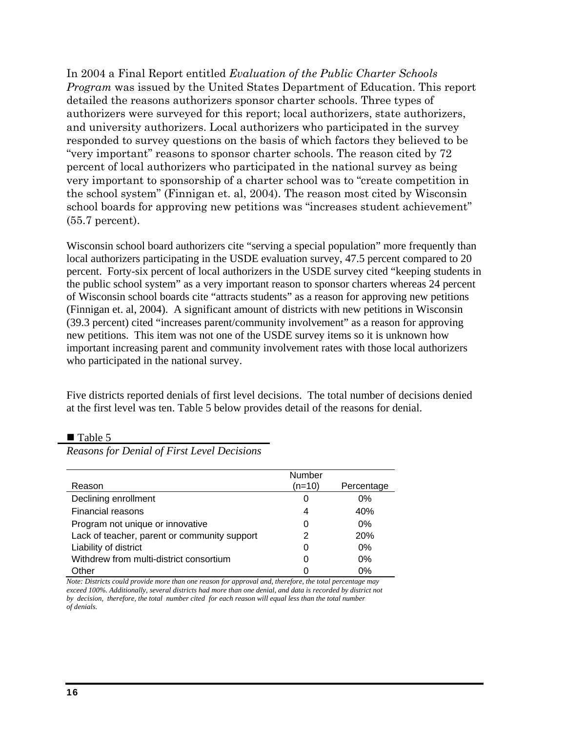In 2004 a Final Report entitled *Evaluation of the Public Charter Schools Program* was issued by the United States Department of Education. This report detailed the reasons authorizers sponsor charter schools. Three types of authorizers were surveyed for this report; local authorizers, state authorizers, and university authorizers. Local authorizers who participated in the survey responded to survey questions on the basis of which factors they believed to be "very important" reasons to sponsor charter schools. The reason cited by 72 percent of local authorizers who participated in the national survey as being very important to sponsorship of a charter school was to "create competition in the school system" (Finnigan et. al, 2004). The reason most cited by Wisconsin school boards for approving new petitions was "increases student achievement" (55.7 percent).

Wisconsin school board authorizers cite "serving a special population" more frequently than local authorizers participating in the USDE evaluation survey, 47.5 percent compared to 20 percent. Forty-six percent of local authorizers in the USDE survey cited "keeping students in the public school system" as a very important reason to sponsor charters whereas 24 percent of Wisconsin school boards cite "attracts students" as a reason for approving new petitions (Finnigan et. al, 2004). A significant amount of districts with new petitions in Wisconsin (39.3 percent) cited "increases parent/community involvement" as a reason for approving new petitions. This item was not one of the USDE survey items so it is unknown how important increasing parent and community involvement rates with those local authorizers who participated in the national survey.

Five districts reported denials of first level decisions. The total number of decisions denied at the first level was ten. Table 5 below provides detail of the reasons for denial.

■ Table 5

*Reasons for Denial of First Level Decisions*

| Reason | Number (n=10) | Percentage |
|---|---|---|
| Declining enrollment | 0 | 0% |
| Financial reasons | 4 | 40% |
| Program not unique or innovative | 0 | 0% |
| Lack of teacher, parent or community support | 2 | 20% |
| Liability of district | 0 | 0% |
| Withdrew from multi-district consortium | 0 | 0% |
| Other | 0 | 0% |

*Note: Districts could provide more than one reason for approval and, therefore, the total percentage may exceed 100%. Additionally, several districts had more than one denial, and data is recorded by district not by decision, therefore, the total number cited for each reason will equal less than the total number of denials.*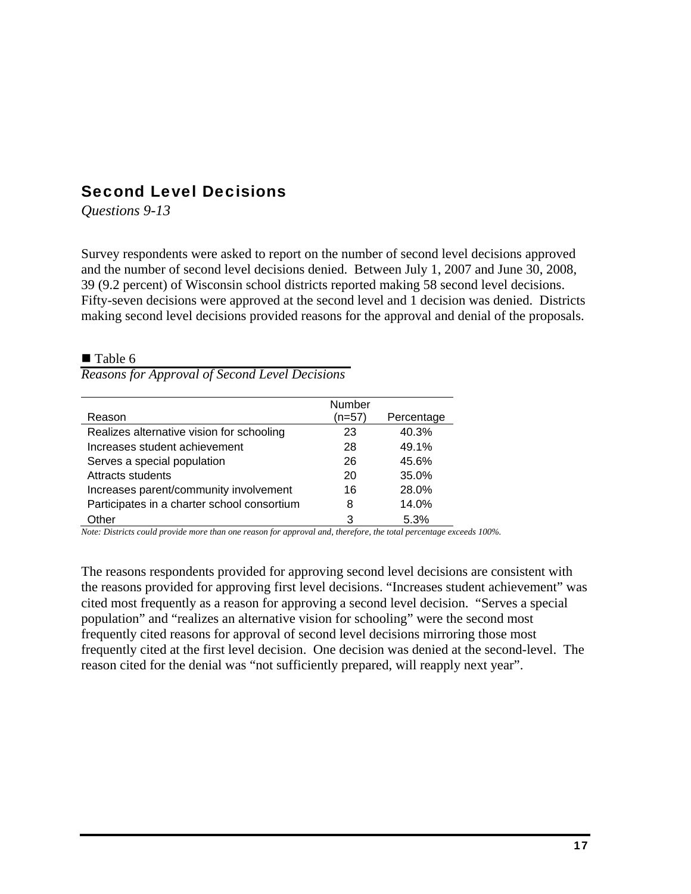## Second Level Decisions

*Questions 9-13*

Survey respondents were asked to report on the number of second level decisions approved and the number of second level decisions denied. Between July 1, 2007 and June 30, 2008, 39 (9.2 percent) of Wisconsin school districts reported making 58 second level decisions. Fifty-seven decisions were approved at the second level and 1 decision was denied. Districts making second level decisions provided reasons for the approval and denial of the proposals.

■ Table 6

*Reasons for Approval of Second Level Decisions*

| Reason | Number (n=57) | Percentage |
|---|---|---|
| Realizes alternative vision for schooling | 23 | 40.3% |
| Increases student achievement | 28 | 49.1% |
| Serves a special population | 26 | 45.6% |
| Attracts students | 20 | 35.0% |
| Increases parent/community involvement | 16 | 28.0% |
| Participates in a charter school consortium | 8 | 14.0% |
| Other | 3 | 5.3% |

*Note: Districts could provide more than one reason for approval and, therefore, the total percentage exceeds 100%.*

The reasons respondents provided for approving second level decisions are consistent with the reasons provided for approving first level decisions. "Increases student achievement" was cited most frequently as a reason for approving a second level decision. "Serves a special population" and "realizes an alternative vision for schooling" were the second most frequently cited reasons for approval of second level decisions mirroring those most frequently cited at the first level decision. One decision was denied at the second-level. The reason cited for the denial was "not sufficiently prepared, will reapply next year".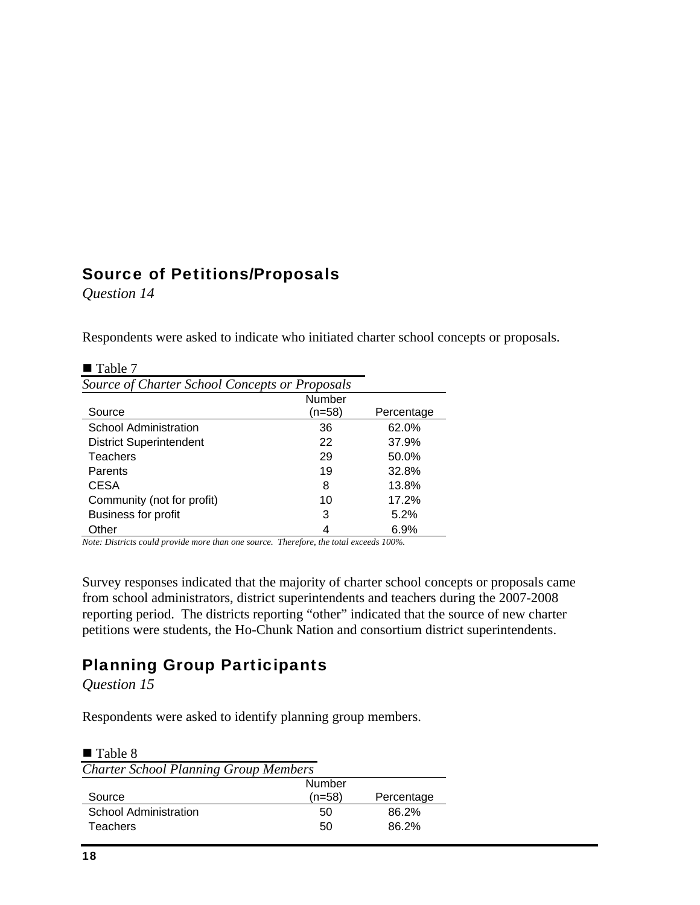## Source of Petitions/Proposals

*Question 14*

Respondents were asked to indicate who initiated charter school concepts or proposals.

■ Table 7

*Source of Charter School Concepts or Proposals*

| Source | Number (n=58) | Percentage |
|---|---|---|
| School Administration | 36 | 62.0% |
| District Superintendent | 22 | 37.9% |
| Teachers | 29 | 50.0% |
| Parents | 19 | 32.8% |
| CESA | 8 | 13.8% |
| Community (not for profit) | 10 | 17.2% |
| Business for profit | 3 | 5.2% |
| Other | 4 | 6.9% |

*Note: Districts could provide more than one source. Therefore, the total exceeds 100%.*

Survey responses indicated that the majority of charter school concepts or proposals came from school administrators, district superintendents and teachers during the 2007-2008 reporting period. The districts reporting "other" indicated that the source of new charter petitions were students, the Ho-Chunk Nation and consortium district superintendents.

## Planning Group Participants

*Question 15*

Respondents were asked to identify planning group members.

■ Table 8

*Charter School Planning Group Members*

| Source | Number (n=58) | Percentage |
|---|---|---|
| School Administration | 50 | 86.2% |
| Teachers | 50 | 86.2% |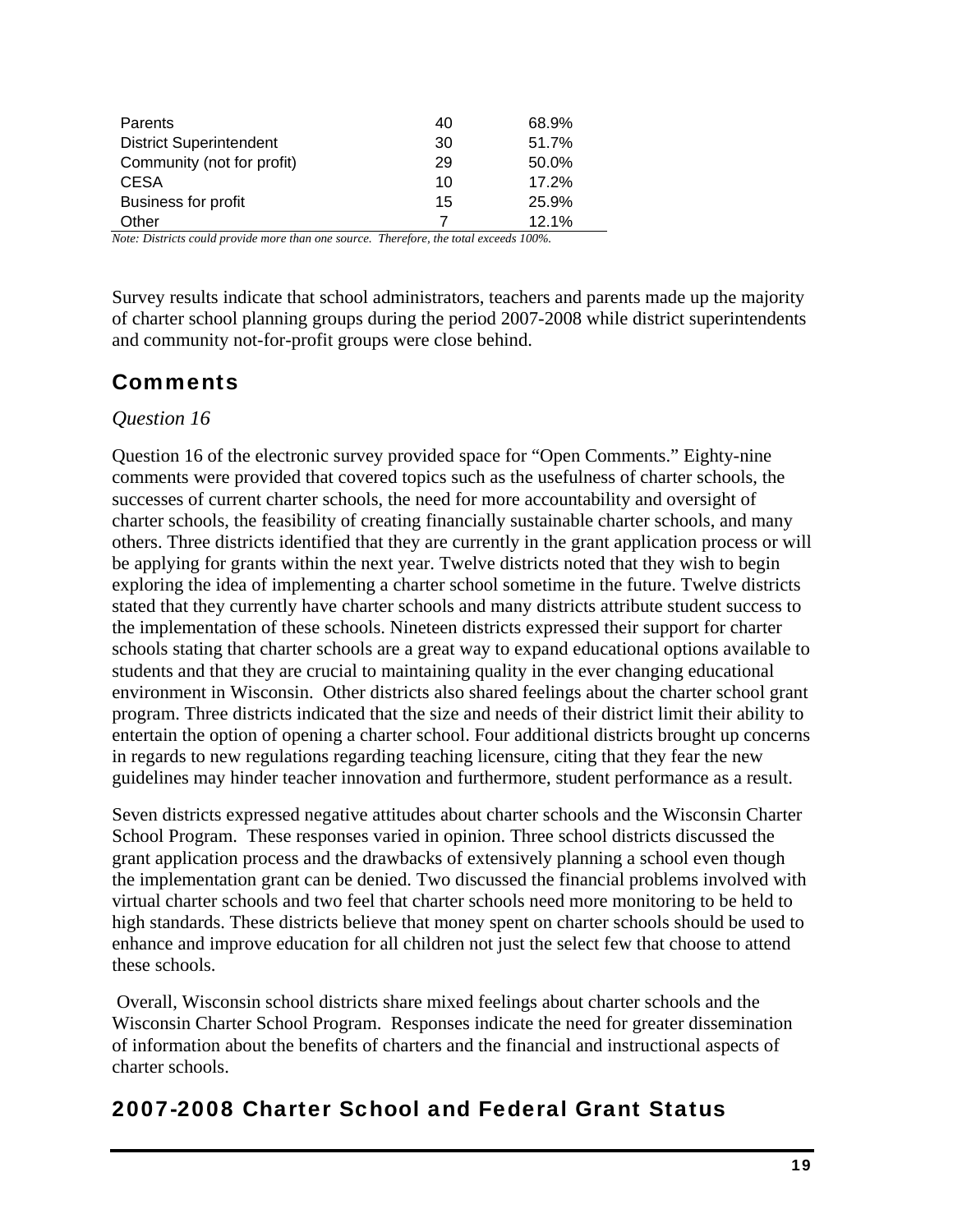| | | |
|---|---|---|
| Parents | 40 | 68.9% |
| District Superintendent | 30 | 51.7% |
| Community (not for profit) | 29 | 50.0% |
| CESA | 10 | 17.2% |
| Business for profit | 15 | 25.9% |
| Other | 7 | 12.1% |

*Note: Districts could provide more than one source. Therefore, the total exceeds 100%.*

Survey results indicate that school administrators, teachers and parents made up the majority of charter school planning groups during the period 2007-2008 while district superintendents and community not-for-profit groups were close behind.

## Comments

*Question 16*

Question 16 of the electronic survey provided space for "Open Comments." Eighty-nine comments were provided that covered topics such as the usefulness of charter schools, the successes of current charter schools, the need for more accountability and oversight of charter schools, the feasibility of creating financially sustainable charter schools, and many others. Three districts identified that they are currently in the grant application process or will be applying for grants within the next year. Twelve districts noted that they wish to begin exploring the idea of implementing a charter school sometime in the future. Twelve districts stated that they currently have charter schools and many districts attribute student success to the implementation of these schools. Nineteen districts expressed their support for charter schools stating that charter schools are a great way to expand educational options available to students and that they are crucial to maintaining quality in the ever changing educational environment in Wisconsin. Other districts also shared feelings about the charter school grant program. Three districts indicated that the size and needs of their district limit their ability to entertain the option of opening a charter school. Four additional districts brought up concerns in regards to new regulations regarding teaching licensure, citing that they fear the new guidelines may hinder teacher innovation and furthermore, student performance as a result.

Seven districts expressed negative attitudes about charter schools and the Wisconsin Charter School Program. These responses varied in opinion. Three school districts discussed the grant application process and the drawbacks of extensively planning a school even though the implementation grant can be denied. Two discussed the financial problems involved with virtual charter schools and two feel that charter schools need more monitoring to be held to high standards. These districts believe that money spent on charter schools should be used to enhance and improve education for all children not just the select few that choose to attend these schools.

Overall, Wisconsin school districts share mixed feelings about charter schools and the Wisconsin Charter School Program. Responses indicate the need for greater dissemination of information about the benefits of charters and the financial and instructional aspects of charter schools.

## 2007-2008 Charter School and Federal Grant Status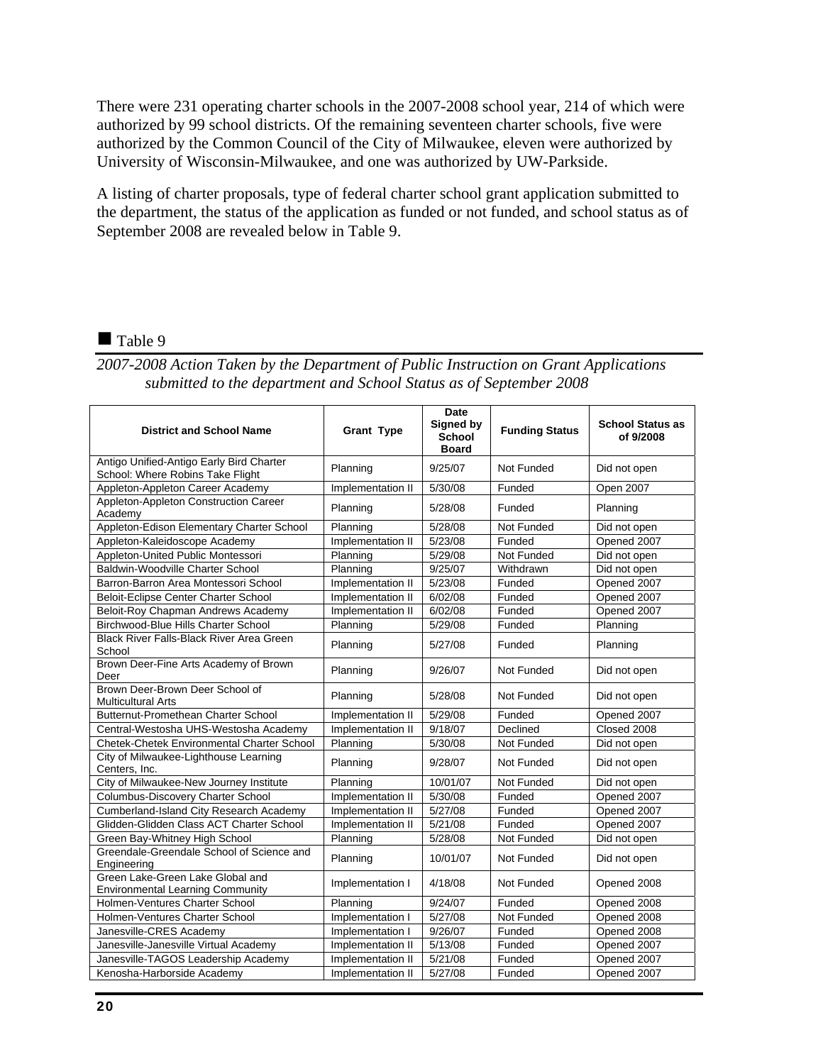There were 231 operating charter schools in the 2007-2008 school year, 214 of which were authorized by 99 school districts. Of the remaining seventeen charter schools, five were authorized by the Common Council of the City of Milwaukee, eleven were authorized by University of Wisconsin-Milwaukee, and one was authorized by UW-Parkside.

A listing of charter proposals, type of federal charter school grant application submitted to the department, the status of the application as funded or not funded, and school status as of September 2008 are revealed below in Table 9.

■ Table 9

*2007-2008 Action Taken by the Department of Public Instruction on Grant Applications submitted to the department and School Status as of September 2008*

| District and School Name | Grant Type | Date Signed by School Board | Funding Status | School Status as of 9/2008 |
|---|---|---|---|---|
| Antigo Unified-Antigo Early Bird Charter School: Where Robins Take Flight | Planning | 9/25/07 | Not Funded | Did not open |
| Appleton-Appleton Career Academy | Implementation II | 5/30/08 | Funded | Open 2007 |
| Appleton-Appleton Construction Career Academy | Planning | 5/28/08 | Funded | Planning |
| Appleton-Edison Elementary Charter School | Planning | 5/28/08 | Not Funded | Did not open |
| Appleton-Kaleidoscope Academy | Implementation II | 5/23/08 | Funded | Opened 2007 |
| Appleton-United Public Montessori | Planning | 5/29/08 | Not Funded | Did not open |
| Baldwin-Woodville Charter School | Planning | 9/25/07 | Withdrawn | Did not open |
| Barron-Barron Area Montessori School | Implementation II | 5/23/08 | Funded | Opened 2007 |
| Beloit-Eclipse Center Charter School | Implementation II | 6/02/08 | Funded | Opened 2007 |
| Beloit-Roy Chapman Andrews Academy | Implementation II | 6/02/08 | Funded | Opened 2007 |
| Birchwood-Blue Hills Charter School | Planning | 5/29/08 | Funded | Planning |
| Black River Falls-Black River Area Green School | Planning | 5/27/08 | Funded | Planning |
| Brown Deer-Fine Arts Academy of Brown Deer | Planning | 9/26/07 | Not Funded | Did not open |
| Brown Deer-Brown Deer School of Multicultural Arts | Planning | 5/28/08 | Not Funded | Did not open |
| Butternut-Promethean Charter School | Implementation II | 5/29/08 | Funded | Opened 2007 |
| Central-Westosha UHS-Westosha Academy | Implementation II | 9/18/07 | Declined | Closed 2008 |
| Chetek-Chetek Environmental Charter School | Planning | 5/30/08 | Not Funded | Did not open |
| City of Milwaukee-Lighthouse Learning Centers, Inc. | Planning | 9/28/07 | Not Funded | Did not open |
| City of Milwaukee-New Journey Institute | Planning | 10/01/07 | Not Funded | Did not open |
| Columbus-Discovery Charter School | Implementation II | 5/30/08 | Funded | Opened 2007 |
| Cumberland-Island City Research Academy | Implementation II | 5/27/08 | Funded | Opened 2007 |
| Glidden-Glidden Class ACT Charter School | Implementation II | 5/21/08 | Funded | Opened 2007 |
| Green Bay-Whitney High School | Planning | 5/28/08 | Not Funded | Did not open |
| Greendale-Greendale School of Science and Engineering | Planning | 10/01/07 | Not Funded | Did not open |
| Green Lake-Green Lake Global and Environmental Learning Community | Implementation I | 4/18/08 | Not Funded | Opened 2008 |
| Holmen-Ventures Charter School | Planning | 9/24/07 | Funded | Opened 2008 |
| Holmen-Ventures Charter School | Implementation I | 5/27/08 | Not Funded | Opened 2008 |
| Janesville-CRES Academy | Implementation I | 9/26/07 | Funded | Opened 2008 |
| Janesville-Janesville Virtual Academy | Implementation II | 5/13/08 | Funded | Opened 2007 |
| Janesville-TAGOS Leadership Academy | Implementation II | 5/21/08 | Funded | Opened 2007 |
| Kenosha-Harborside Academy | Implementation II | 5/27/08 | Funded | Opened 2007 |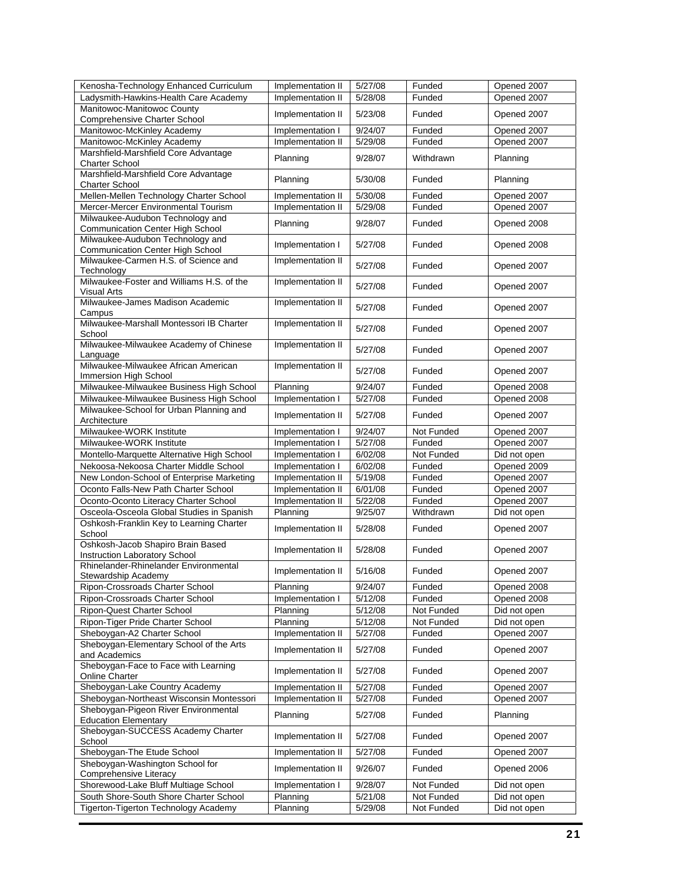| | | | | |
|---|---|---|---|---|
| Kenosha-Technology Enhanced Curriculum | Implementation II | 5/27/08 | Funded | Opened 2007 |
| Ladysmith-Hawkins-Health Care Academy | Implementation II | 5/28/08 | Funded | Opened 2007 |
| Manitowoc-Manitowoc County Comprehensive Charter School | Implementation II | 5/23/08 | Funded | Opened 2007 |
| Manitowoc-McKinley Academy | Implementation I | 9/24/07 | Funded | Opened 2007 |
| Manitowoc-McKinley Academy | Implementation II | 5/29/08 | Funded | Opened 2007 |
| Marshfield-Marshfield Core Advantage Charter School | Planning | 9/28/07 | Withdrawn | Planning |
| Marshfield-Marshfield Core Advantage Charter School | Planning | 5/30/08 | Funded | Planning |
| Mellen-Mellen Technology Charter School | Implementation II | 5/30/08 | Funded | Opened 2007 |
| Mercer-Mercer Environmental Tourism | Implementation II | 5/29/08 | Funded | Opened 2007 |
| Milwaukee-Audubon Technology and Communication Center High School | Planning | 9/28/07 | Funded | Opened 2008 |
| Milwaukee-Audubon Technology and Communication Center High School | Implementation I | 5/27/08 | Funded | Opened 2008 |
| Milwaukee-Carmen H.S. of Science and Technology | Implementation II | 5/27/08 | Funded | Opened 2007 |
| Milwaukee-Foster and Williams H.S. of the Visual Arts | Implementation II | 5/27/08 | Funded | Opened 2007 |
| Milwaukee-James Madison Academic Campus | Implementation II | 5/27/08 | Funded | Opened 2007 |
| Milwaukee-Marshall Montessori IB Charter School | Implementation II | 5/27/08 | Funded | Opened 2007 |
| Milwaukee-Milwaukee Academy of Chinese Language | Implementation II | 5/27/08 | Funded | Opened 2007 |
| Milwaukee-Milwaukee African American Immersion High School | Implementation II | 5/27/08 | Funded | Opened 2007 |
| Milwaukee-Milwaukee Business High School | Planning | 9/24/07 | Funded | Opened 2008 |
| Milwaukee-Milwaukee Business High School | Implementation I | 5/27/08 | Funded | Opened 2008 |
| Milwaukee-School for Urban Planning and Architecture | Implementation II | 5/27/08 | Funded | Opened 2007 |
| Milwaukee-WORK Institute | Implementation I | 9/24/07 | Not Funded | Opened 2007 |
| Milwaukee-WORK Institute | Implementation I | 5/27/08 | Funded | Opened 2007 |
| Montello-Marquette Alternative High School | Implementation I | 6/02/08 | Not Funded | Did not open |
| Nekoosa-Nekoosa Charter Middle School | Implementation I | 6/02/08 | Funded | Opened 2009 |
| New London-School of Enterprise Marketing | Implementation II | 5/19/08 | Funded | Opened 2007 |
| Oconto Falls-New Path Charter School | Implementation II | 6/01/08 | Funded | Opened 2007 |
| Oconto-Oconto Literacy Charter School | Implementation II | 5/22/08 | Funded | Opened 2007 |
| Osceola-Osceola Global Studies in Spanish | Planning | 9/25/07 | Withdrawn | Did not open |
| Oshkosh-Franklin Key to Learning Charter School | Implementation II | 5/28/08 | Funded | Opened 2007 |
| Oshkosh-Jacob Shapiro Brain Based Instruction Laboratory School | Implementation II | 5/28/08 | Funded | Opened 2007 |
| Rhinelander-Rhinelander Environmental Stewardship Academy | Implementation II | 5/16/08 | Funded | Opened 2007 |
| Ripon-Crossroads Charter School | Planning | 9/24/07 | Funded | Opened 2008 |
| Ripon-Crossroads Charter School | Implementation I | 5/12/08 | Funded | Opened 2008 |
| Ripon-Quest Charter School | Planning | 5/12/08 | Not Funded | Did not open |
| Ripon-Tiger Pride Charter School | Planning | 5/12/08 | Not Funded | Did not open |
| Sheboygan-A2 Charter School | Implementation II | 5/27/08 | Funded | Opened 2007 |
| Sheboygan-Elementary School of the Arts and Academics | Implementation II | 5/27/08 | Funded | Opened 2007 |
| Sheboygan-Face to Face with Learning Online Charter | Implementation II | 5/27/08 | Funded | Opened 2007 |
| Sheboygan-Lake Country Academy | Implementation II | 5/27/08 | Funded | Opened 2007 |
| Sheboygan-Northeast Wisconsin Montessori | Implementation II | 5/27/08 | Funded | Opened 2007 |
| Sheboygan-Pigeon River Environmental Education Elementary | Planning | 5/27/08 | Funded | Planning |
| Sheboygan-SUCCESS Academy Charter School | Implementation II | 5/27/08 | Funded | Opened 2007 |
| Sheboygan-The Etude School | Implementation II | 5/27/08 | Funded | Opened 2007 |
| Sheboygan-Washington School for Comprehensive Literacy | Implementation II | 9/26/07 | Funded | Opened 2006 |
| Shorewood-Lake Bluff Multiage School | Implementation I | 9/28/07 | Not Funded | Did not open |
| South Shore-South Shore Charter School | Planning | 5/21/08 | Not Funded | Did not open |
| Tigerton-Tigerton Technology Academy | Planning | 5/29/08 | Not Funded | Did not open |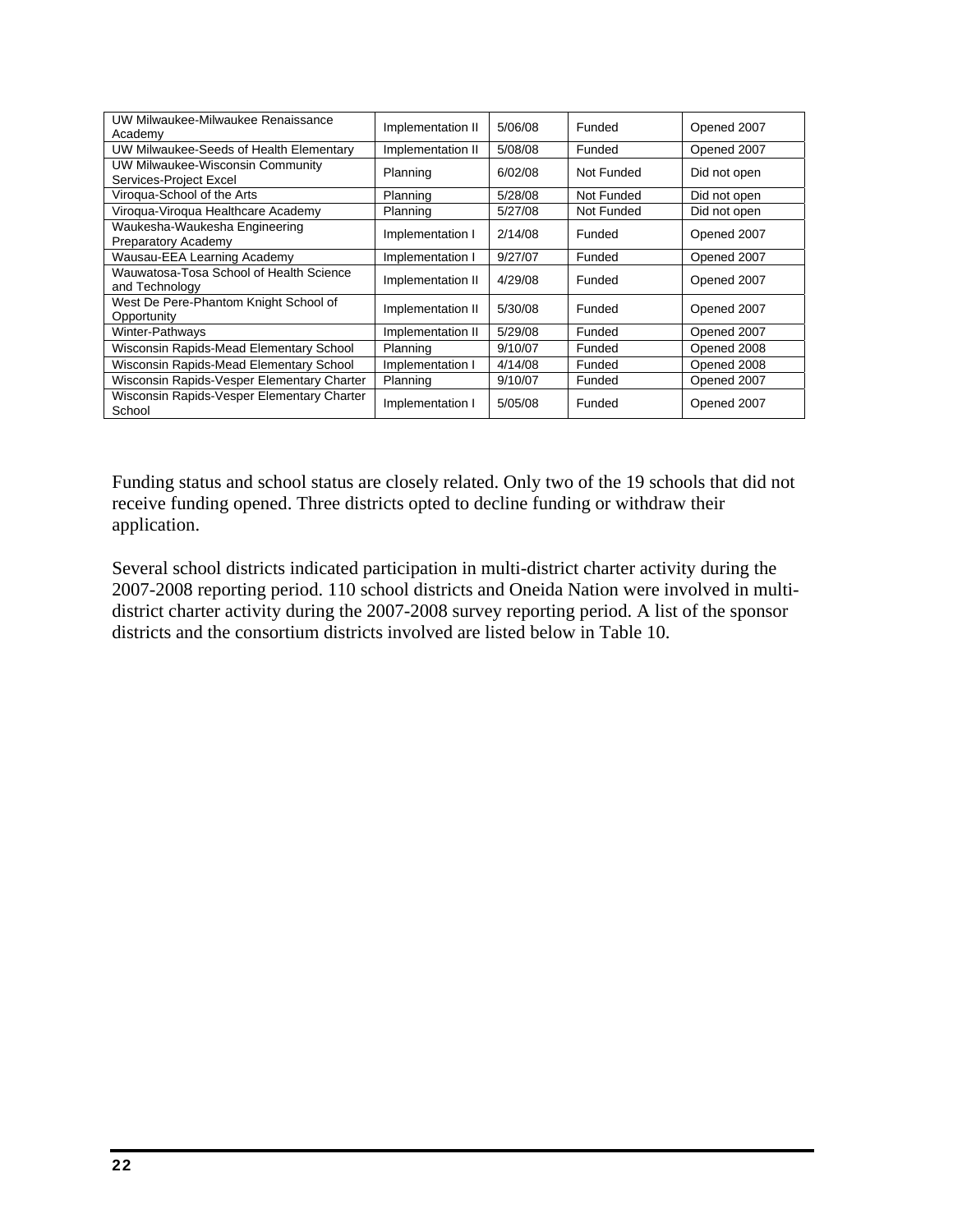| | | | | |
|---|---|---|---|---|
| UW Milwaukee-Milwaukee Renaissance Academy | Implementation II | 5/06/08 | Funded | Opened 2007 |
| UW Milwaukee-Seeds of Health Elementary | Implementation II | 5/08/08 | Funded | Opened 2007 |
| UW Milwaukee-Wisconsin Community Services-Project Excel | Planning | 6/02/08 | Not Funded | Did not open |
| Viroqua-School of the Arts | Planning | 5/28/08 | Not Funded | Did not open |
| Viroqua-Viroqua Healthcare Academy | Planning | 5/27/08 | Not Funded | Did not open |
| Waukesha-Waukesha Engineering Preparatory Academy | Implementation I | 2/14/08 | Funded | Opened 2007 |
| Wausau-EEA Learning Academy | Implementation I | 9/27/07 | Funded | Opened 2007 |
| Wauwatosa-Tosa School of Health Science and Technology | Implementation II | 4/29/08 | Funded | Opened 2007 |
| West De Pere-Phantom Knight School of Opportunity | Implementation II | 5/30/08 | Funded | Opened 2007 |
| Winter-Pathways | Implementation II | 5/29/08 | Funded | Opened 2007 |
| Wisconsin Rapids-Mead Elementary School | Planning | 9/10/07 | Funded | Opened 2008 |
| Wisconsin Rapids-Mead Elementary School | Implementation I | 4/14/08 | Funded | Opened 2008 |
| Wisconsin Rapids-Vesper Elementary Charter | Planning | 9/10/07 | Funded | Opened 2007 |
| Wisconsin Rapids-Vesper Elementary Charter School | Implementation I | 5/05/08 | Funded | Opened 2007 |

Funding status and school status are closely related. Only two of the 19 schools that did not receive funding opened. Three districts opted to decline funding or withdraw their application.

Several school districts indicated participation in multi-district charter activity during the 2007-2008 reporting period. 110 school districts and Oneida Nation were involved in multi-district charter activity during the 2007-2008 survey reporting period. A list of the sponsor districts and the consortium districts involved are listed below in Table 10.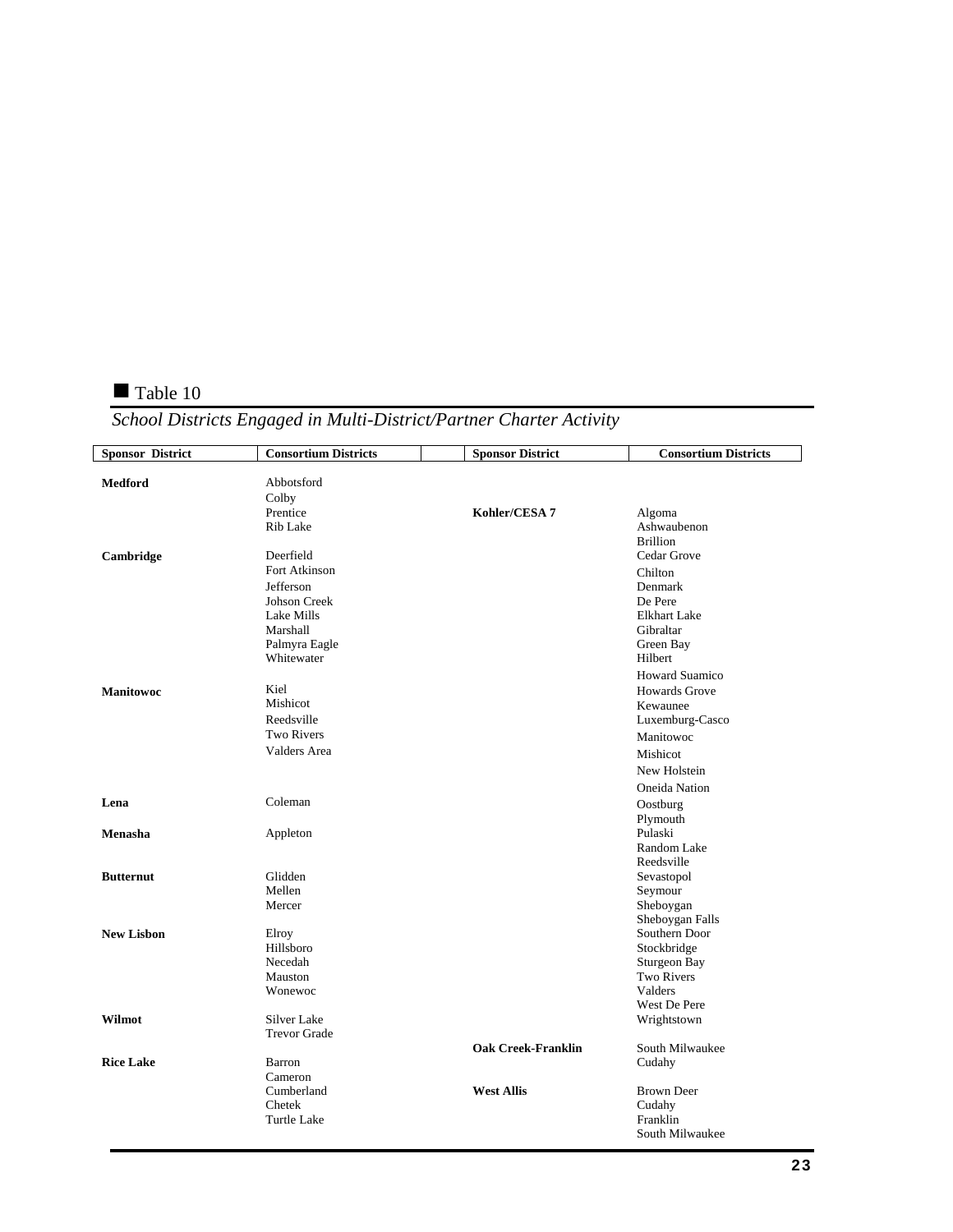■ Table 10

*School Districts Engaged in Multi-District/Partner Charter Activity*

| Sponsor District | Consortium Districts | Sponsor District | Consortium Districts |
|---|---|---|---|
| **Medford** | Abbotsford<br>Colby<br>Prentice<br>Rib Lake | **Kohler/CESA 7** | Algoma<br>Ashwaubenon<br>Brillion<br>Cedar Grove<br>Chilton<br>Denmark<br>De Pere<br>Elkhart Lake<br>Gibraltar<br>Green Bay<br>Hilbert<br>Howard Suamico<br>Howards Grove<br>Kewaunee<br>Luxemburg-Casco<br>Manitowoc<br>Mishicot<br>New Holstein<br>Oneida Nation<br>Oostburg<br>Plymouth<br>Pulaski<br>Random Lake<br>Reedsville<br>Sevastopol<br>Seymour<br>Sheboygan<br>Sheboygan Falls<br>Southern Door<br>Stockbridge<br>Sturgeon Bay<br>Two Rivers<br>Valders<br>West De Pere<br>Wrightstown |
| **Cambridge** | Deerfield<br>Fort Atkinson<br>Jefferson<br>Johson Creek<br>Lake Mills<br>Marshall<br>Palmyra Eagle<br>Whitewater | | |
| **Manitowoc** | Kiel<br>Mishicot<br>Reedsville<br>Two Rivers<br>Valders Area | | |
| **Lena** | Coleman | | |
| **Menasha** | Appleton | | |
| **Butternut** | Glidden<br>Mellen<br>Mercer | | |
| **New Lisbon** | Elroy<br>Hillsboro<br>Necedah<br>Mauston<br>Wonewoc | | |
| **Wilmot** | Silver Lake<br>Trevor Grade | **Oak Creek-Franklin** | South Milwaukee<br>Cudahy |
| **Rice Lake** | Barron<br>Cameron<br>Cumberland<br>Chetek<br>Turtle Lake | **West Allis** | Brown Deer<br>Cudahy<br>Franklin<br>South Milwaukee |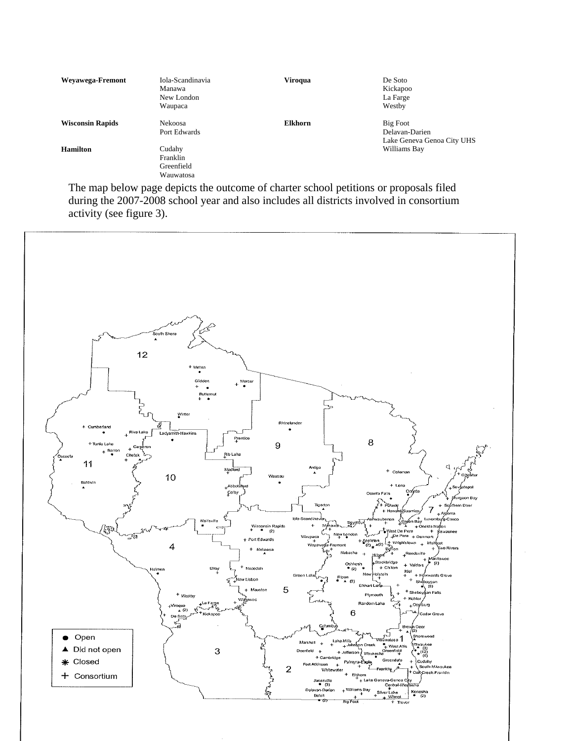| **Weyawega-Fremont** | Iola-Scandinavia<br>Manawa<br>New London<br>Waupaca | **Viroqua** | De Soto<br>Kickapoo<br>La Farge<br>Westby |
|---|---|---|---|
| **Wisconsin Rapids** | Nekoosa<br>Port Edwards | **Elkhorn** | Big Foot<br>Delavan-Darien<br>Lake Geneva Genoa City UHS<br>Williams Bay |
| **Hamilton** | Cudahy<br>Franklin<br>Greenfield<br>Wauwatosa | | |

The map below page depicts the outcome of charter school petitions or proposals filed during the 2007-2008 school year and also includes all districts involved in consortium activity (see figure 3).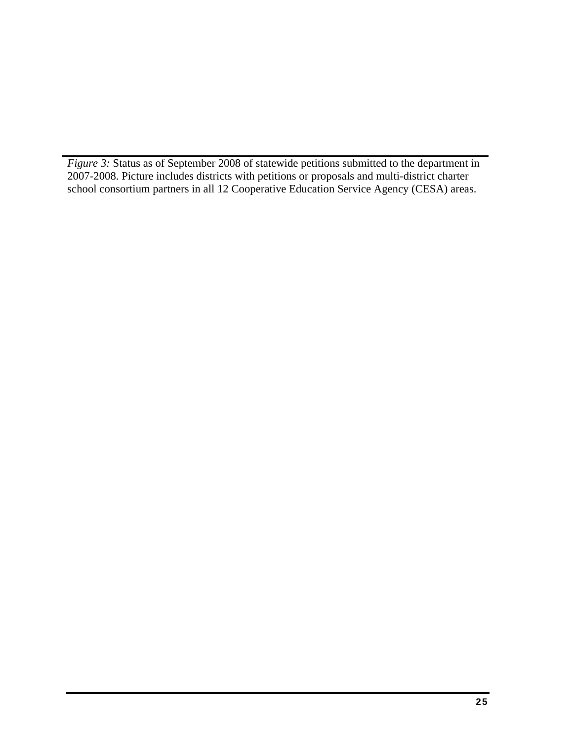*Figure 3:* Status as of September 2008 of statewide petitions submitted to the department in 2007-2008. Picture includes districts with petitions or proposals and multi-district charter school consortium partners in all 12 Cooperative Education Service Agency (CESA) areas.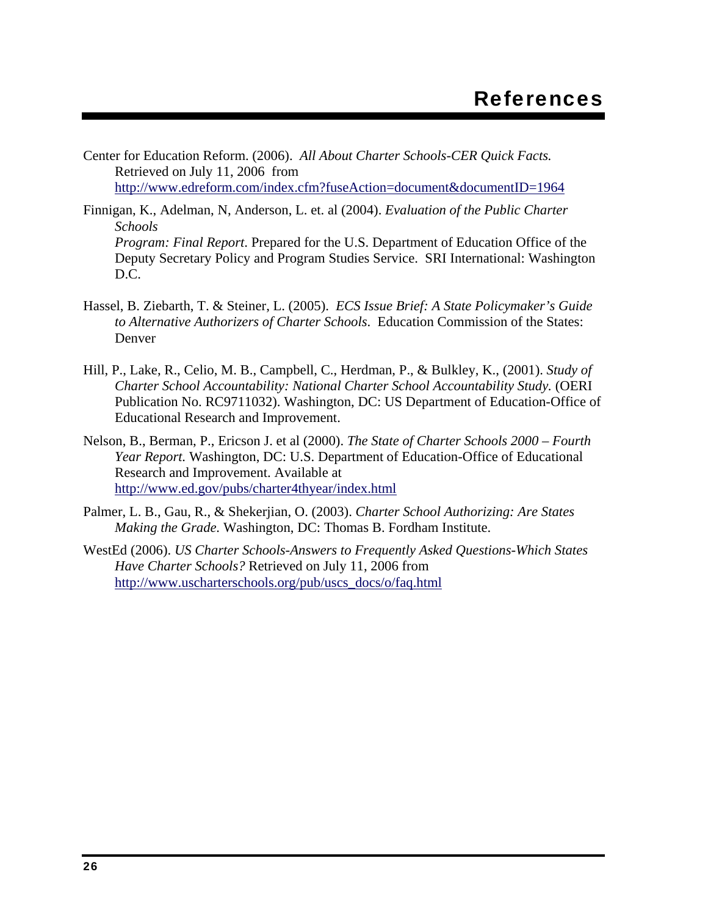# References

Center for Education Reform. (2006). *All About Charter Schools-CER Quick Facts.* Retrieved on July 11, 2006 from http://www.edreform.com/index.cfm?fuseAction=document&documentID=1964

Finnigan, K., Adelman, N, Anderson, L. et. al (2004). *Evaluation of the Public Charter Schools Program: Final Report*. Prepared for the U.S. Department of Education Office of the Deputy Secretary Policy and Program Studies Service. SRI International: Washington D.C.

Hassel, B. Ziebarth, T. & Steiner, L. (2005). *ECS Issue Brief: A State Policymaker's Guide to Alternative Authorizers of Charter Schools*. Education Commission of the States: Denver

Hill, P., Lake, R., Celio, M. B., Campbell, C., Herdman, P., & Bulkley, K., (2001). *Study of Charter School Accountability: National Charter School Accountability Study.* (OERI Publication No. RC9711032). Washington, DC: US Department of Education-Office of Educational Research and Improvement.

Nelson, B., Berman, P., Ericson J. et al (2000). *The State of Charter Schools 2000 – Fourth Year Report.* Washington, DC: U.S. Department of Education-Office of Educational Research and Improvement. Available at http://www.ed.gov/pubs/charter4thyear/index.html

Palmer, L. B., Gau, R., & Shekerjian, O. (2003). *Charter School Authorizing: Are States Making the Grade.* Washington, DC: Thomas B. Fordham Institute.

WestEd (2006). *US Charter Schools-Answers to Frequently Asked Questions-Which States Have Charter Schools?* Retrieved on July 11, 2006 from http://www.uscharterschools.org/pub/uscs_docs/o/faq.html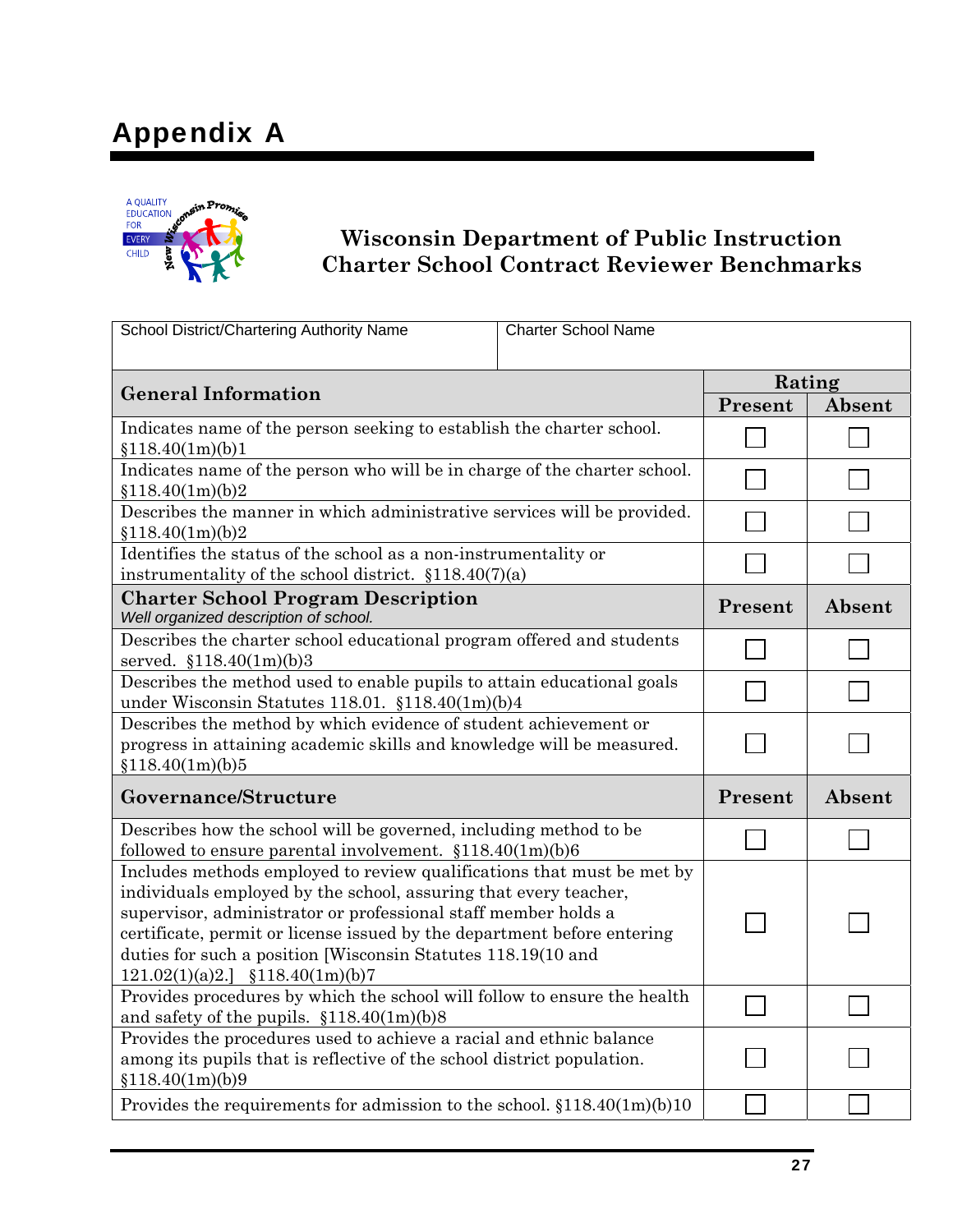# Appendix A

## Wisconsin Department of Public Instruction
## Charter School Contract Reviewer Benchmarks

| School District/Chartering Authority Name | Charter School Name | |
|---|---|---|
| **General Information** | **Rating** | |
| | **Present** | **Absent** |
| Indicates name of the person seeking to establish the charter school. §118.40(1m)(b)1 | ☐ | ☐ |
| Indicates name of the person who will be in charge of the charter school. §118.40(1m)(b)2 | ☐ | ☐ |
| Describes the manner in which administrative services will be provided. §118.40(1m)(b)2 | ☐ | ☐ |
| Identifies the status of the school as a non-instrumentality or instrumentality of the school district. §118.40(7)(a) | ☐ | ☐ |
| **Charter School Program Description** *Well organized description of school.* | **Present** | **Absent** |
| Describes the charter school educational program offered and students served. §118.40(1m)(b)3 | ☐ | ☐ |
| Describes the method used to enable pupils to attain educational goals under Wisconsin Statutes 118.01. §118.40(1m)(b)4 | ☐ | ☐ |
| Describes the method by which evidence of student achievement or progress in attaining academic skills and knowledge will be measured. §118.40(1m)(b)5 | ☐ | ☐ |
| **Governance/Structure** | **Present** | **Absent** |
| Describes how the school will be governed, including method to be followed to ensure parental involvement. §118.40(1m)(b)6 | ☐ | ☐ |
| Includes methods employed to review qualifications that must be met by individuals employed by the school, assuring that every teacher, supervisor, administrator or professional staff member holds a certificate, permit or license issued by the department before entering duties for such a position [Wisconsin Statutes 118.19(10 and 121.02(1)(a)2.] §118.40(1m)(b)7 | ☐ | ☐ |
| Provides procedures by which the school will follow to ensure the health and safety of the pupils. §118.40(1m)(b)8 | ☐ | ☐ |
| Provides the procedures used to achieve a racial and ethnic balance among its pupils that is reflective of the school district population. §118.40(1m)(b)9 | ☐ | ☐ |
| Provides the requirements for admission to the school. §118.40(1m)(b)10 | ☐ | ☐ |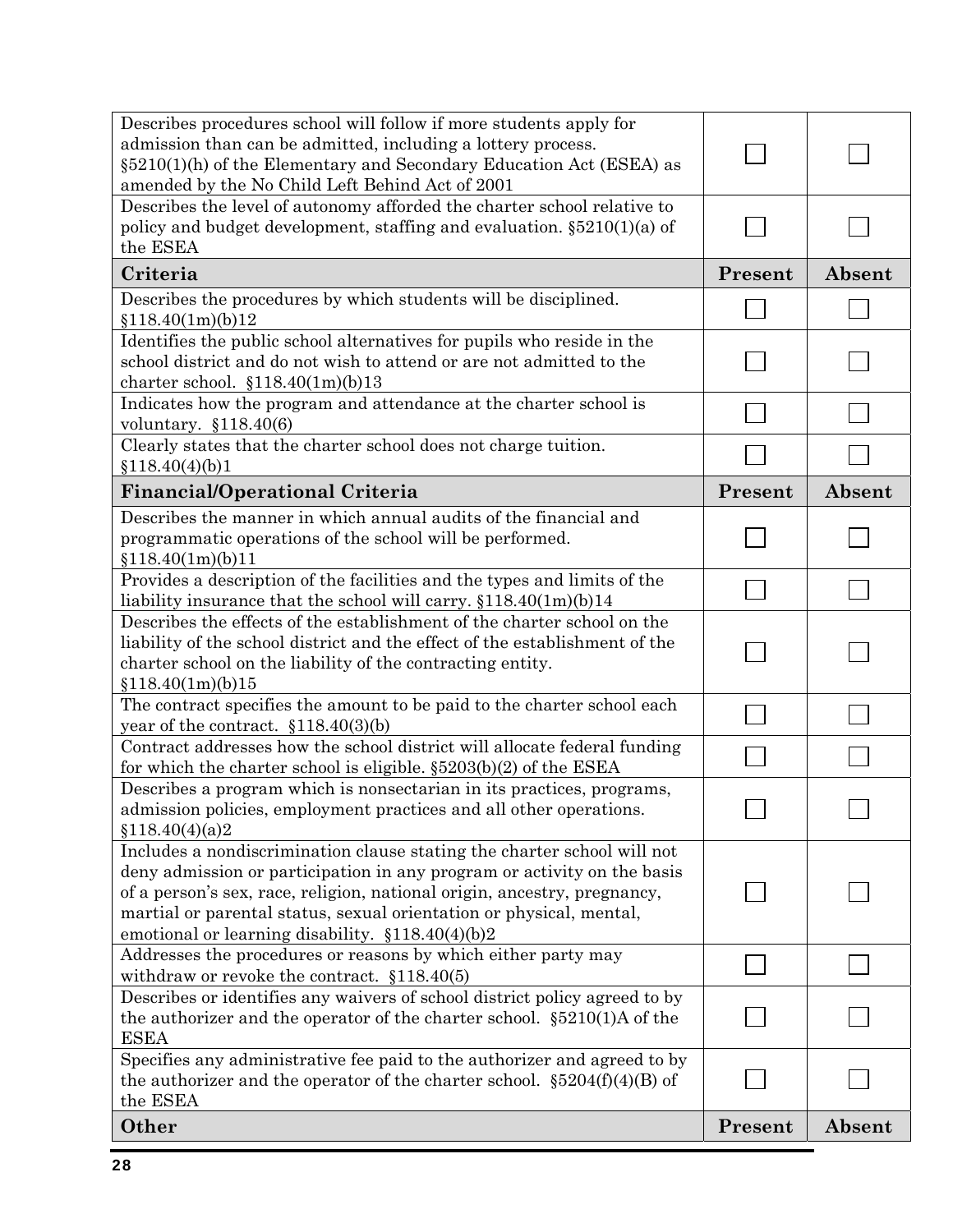| | | |
|---|---|---|
| Describes procedures school will follow if more students apply for admission than can be admitted, including a lottery process. §5210(1)(h) of the Elementary and Secondary Education Act (ESEA) as amended by the No Child Left Behind Act of 2001 | ☐ | ☐ |
| Describes the level of autonomy afforded the charter school relative to policy and budget development, staffing and evaluation. §5210(1)(a) of the ESEA | ☐ | ☐ |
| **Criteria** | **Present** | **Absent** |
| Describes the procedures by which students will be disciplined. §118.40(1m)(b)12 | ☐ | ☐ |
| Identifies the public school alternatives for pupils who reside in the school district and do not wish to attend or are not admitted to the charter school. §118.40(1m)(b)13 | ☐ | ☐ |
| Indicates how the program and attendance at the charter school is voluntary. §118.40(6) | ☐ | ☐ |
| Clearly states that the charter school does not charge tuition. §118.40(4)(b)1 | ☐ | ☐ |
| **Financial/Operational Criteria** | **Present** | **Absent** |
| Describes the manner in which annual audits of the financial and programmatic operations of the school will be performed. §118.40(1m)(b)11 | ☐ | ☐ |
| Provides a description of the facilities and the types and limits of the liability insurance that the school will carry. §118.40(1m)(b)14 | ☐ | ☐ |
| Describes the effects of the establishment of the charter school on the liability of the school district and the effect of the establishment of the charter school on the liability of the contracting entity. §118.40(1m)(b)15 | ☐ | ☐ |
| The contract specifies the amount to be paid to the charter school each year of the contract. §118.40(3)(b) | ☐ | ☐ |
| Contract addresses how the school district will allocate federal funding for which the charter school is eligible. §5203(b)(2) of the ESEA | ☐ | ☐ |
| Describes a program which is nonsectarian in its practices, programs, admission policies, employment practices and all other operations. §118.40(4)(a)2 | ☐ | ☐ |
| Includes a nondiscrimination clause stating the charter school will not deny admission or participation in any program or activity on the basis of a person's sex, race, religion, national origin, ancestry, pregnancy, martial or parental status, sexual orientation or physical, mental, emotional or learning disability. §118.40(4)(b)2 | ☐ | ☐ |
| Addresses the procedures or reasons by which either party may withdraw or revoke the contract. §118.40(5) | ☐ | ☐ |
| Describes or identifies any waivers of school district policy agreed to by the authorizer and the operator of the charter school. §5210(1)A of the ESEA | ☐ | ☐ |
| Specifies any administrative fee paid to the authorizer and agreed to by the authorizer and the operator of the charter school. §5204(f)(4)(B) of the ESEA | ☐ | ☐ |
| **Other** | **Present** | **Absent** |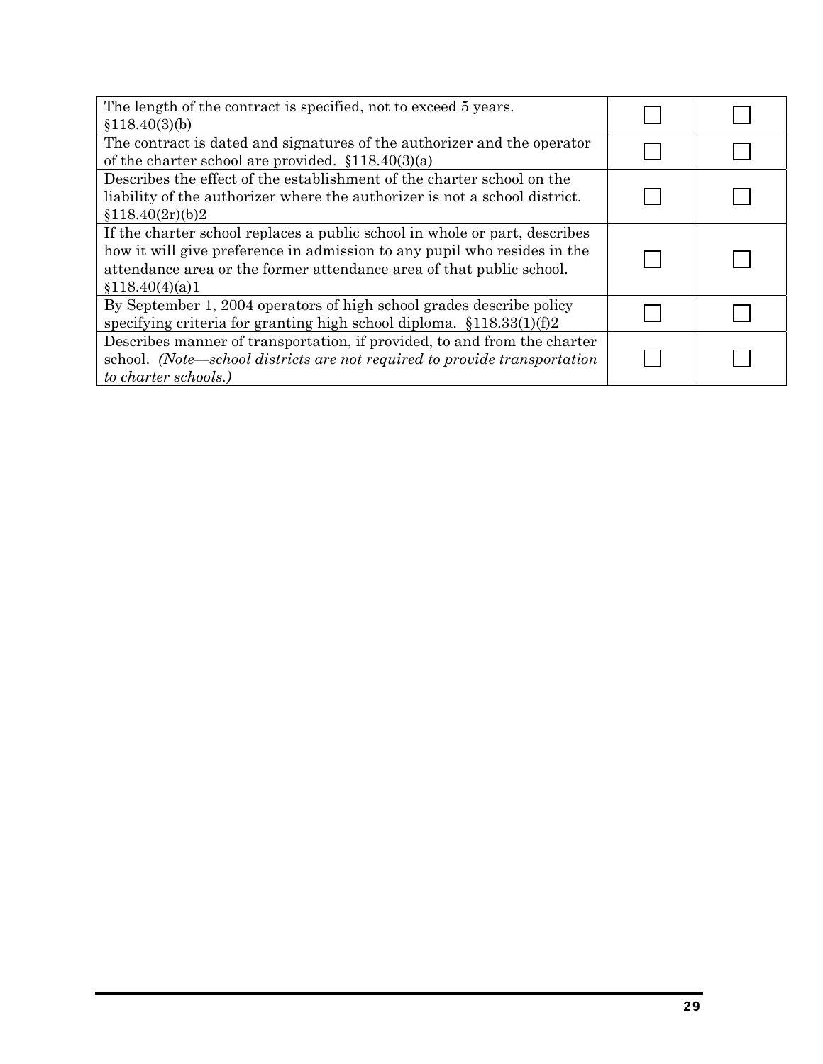| | | |
|---|---|---|
| The length of the contract is specified, not to exceed 5 years. §118.40(3)(b) | ☐ | ☐ |
| The contract is dated and signatures of the authorizer and the operator of the charter school are provided. §118.40(3)(a) | ☐ | ☐ |
| Describes the effect of the establishment of the charter school on the liability of the authorizer where the authorizer is not a school district. §118.40(2r)(b)2 | ☐ | ☐ |
| If the charter school replaces a public school in whole or part, describes how it will give preference in admission to any pupil who resides in the attendance area or the former attendance area of that public school. §118.40(4)(a)1 | ☐ | ☐ |
| By September 1, 2004 operators of high school grades describe policy specifying criteria for granting high school diploma. §118.33(1)(f)2 | ☐ | ☐ |
| Describes manner of transportation, if provided, to and from the charter school. *(Note—school districts are not required to provide transportation to charter schools.)* | ☐ | ☐ |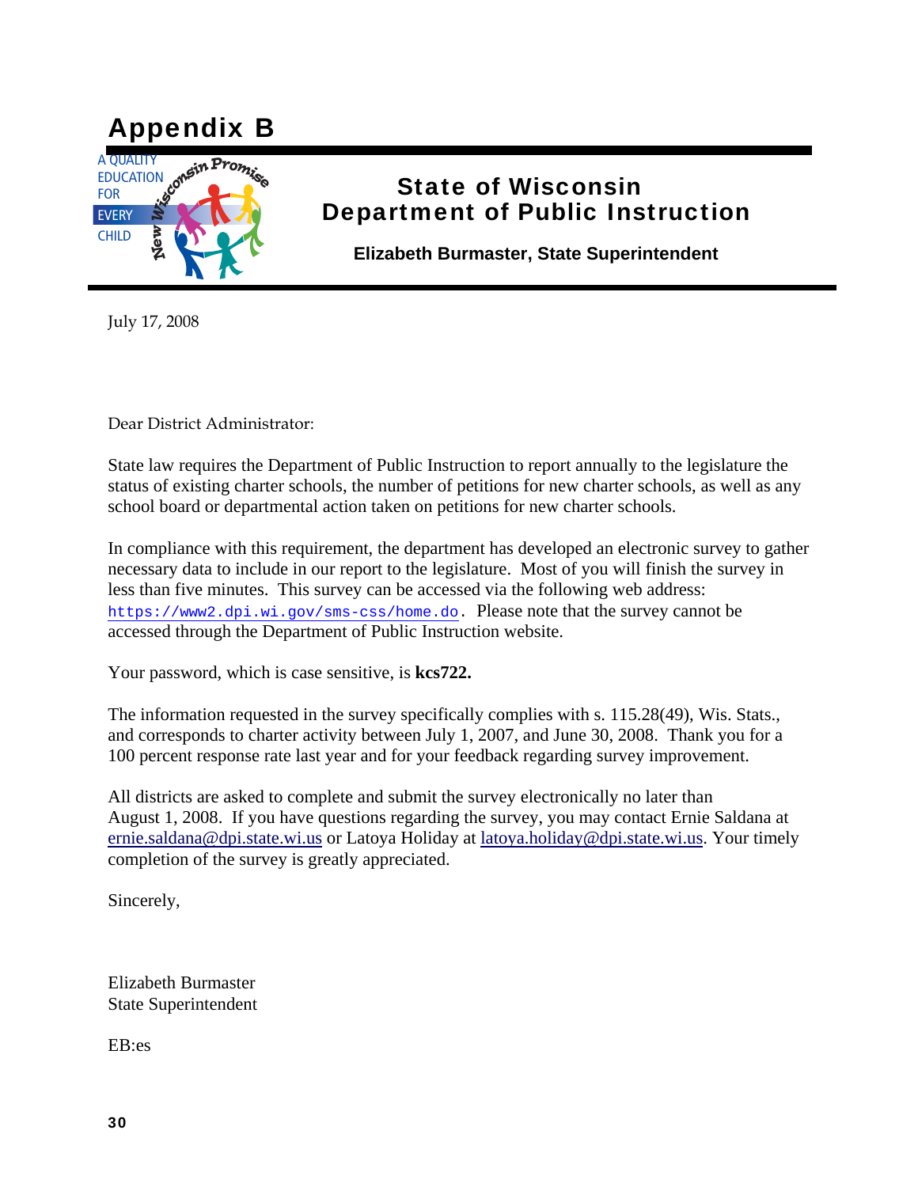# Appendix B

A QUALITY EDUCATION FOR EVERY CHILD

New Wisconsin Promise

**State of Wisconsin**
**Department of Public Instruction**

**Elizabeth Burmaster, State Superintendent**

July 17, 2008

Dear District Administrator:

State law requires the Department of Public Instruction to report annually to the legislature the status of existing charter schools, the number of petitions for new charter schools, as well as any school board or departmental action taken on petitions for new charter schools.

In compliance with this requirement, the department has developed an electronic survey to gather necessary data to include in our report to the legislature. Most of you will finish the survey in less than five minutes. This survey can be accessed via the following web address: https://www2.dpi.wi.gov/sms-css/home.do. Please note that the survey cannot be accessed through the Department of Public Instruction website.

Your password, which is case sensitive, is **kcs722.**

The information requested in the survey specifically complies with s. 115.28(49), Wis. Stats., and corresponds to charter activity between July 1, 2007, and June 30, 2008. Thank you for a 100 percent response rate last year and for your feedback regarding survey improvement.

All districts are asked to complete and submit the survey electronically no later than August 1, 2008. If you have questions regarding the survey, you may contact Ernie Saldana at ernie.saldana@dpi.state.wi.us or Latoya Holiday at latoya.holiday@dpi.state.wi.us. Your timely completion of the survey is greatly appreciated.

Sincerely,

Elizabeth Burmaster
State Superintendent

EB:es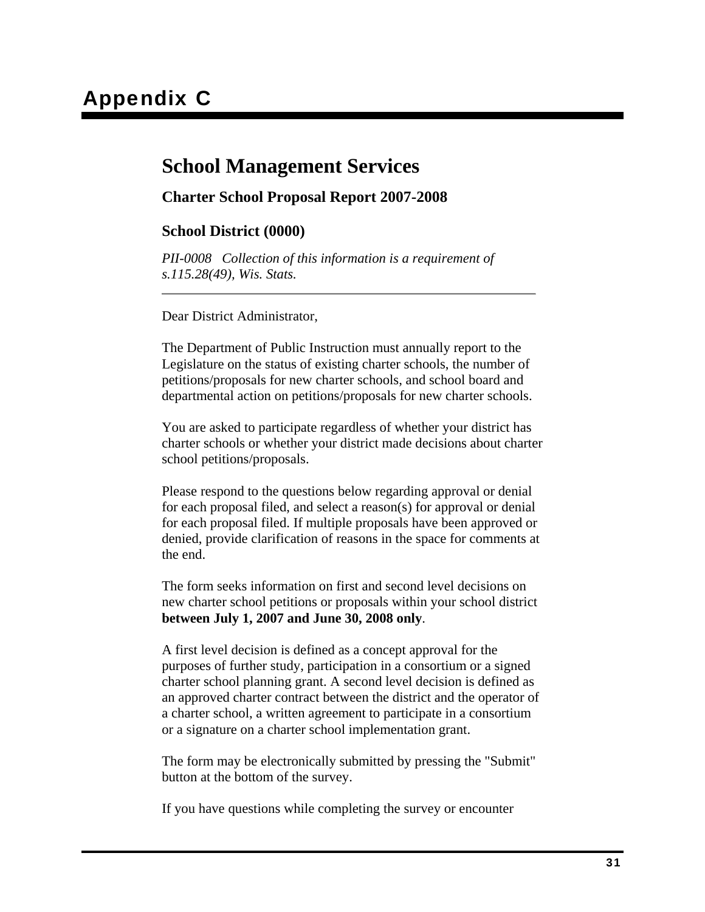# Appendix C

## School Management Services

### Charter School Proposal Report 2007-2008

### School District (0000)

*PII-0008 Collection of this information is a requirement of s.115.28(49), Wis. Stats.*

---

Dear District Administrator,

The Department of Public Instruction must annually report to the Legislature on the status of existing charter schools, the number of petitions/proposals for new charter schools, and school board and departmental action on petitions/proposals for new charter schools.

You are asked to participate regardless of whether your district has charter schools or whether your district made decisions about charter school petitions/proposals.

Please respond to the questions below regarding approval or denial for each proposal filed, and select a reason(s) for approval or denial for each proposal filed. If multiple proposals have been approved or denied, provide clarification of reasons in the space for comments at the end.

The form seeks information on first and second level decisions on new charter school petitions or proposals within your school district **between July 1, 2007 and June 30, 2008 only**.

A first level decision is defined as a concept approval for the purposes of further study, participation in a consortium or a signed charter school planning grant. A second level decision is defined as an approved charter contract between the district and the operator of a charter school, a written agreement to participate in a consortium or a signature on a charter school implementation grant.

The form may be electronically submitted by pressing the "Submit" button at the bottom of the survey.

If you have questions while completing the survey or encounter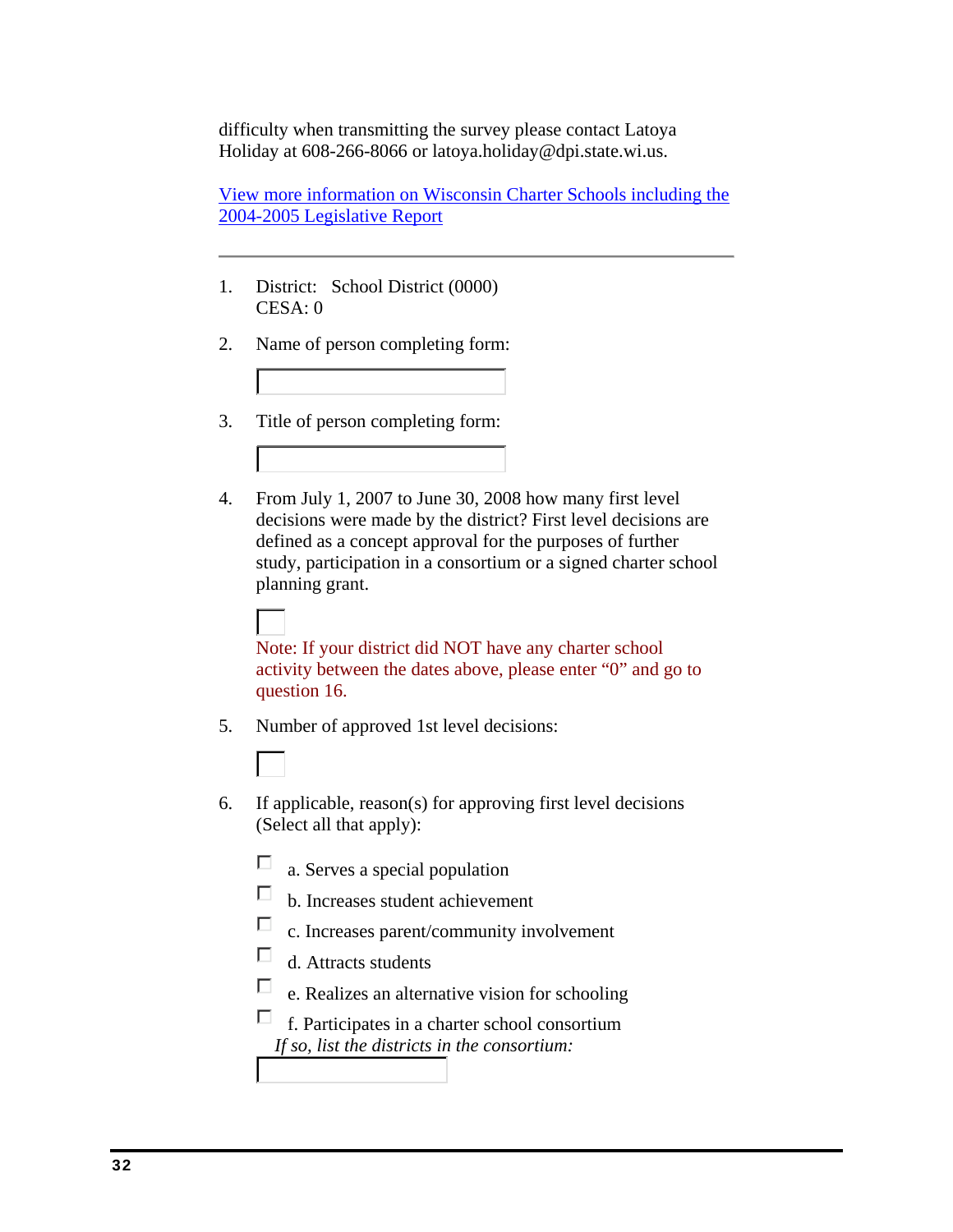difficulty when transmitting the survey please contact Latoya Holiday at 608-266-8066 or latoya.holiday@dpi.state.wi.us.

[View more information on Wisconsin Charter Schools including the 2004-2005 Legislative Report]

---

1. District: School District (0000)
   CESA: 0

2. Name of person completing form:

   [ ]

3. Title of person completing form:

   [ ]

4. From July 1, 2007 to June 30, 2008 how many first level decisions were made by the district? First level decisions are defined as a concept approval for the purposes of further study, participation in a consortium or a signed charter school planning grant.

   [ ]

   Note: If your district did NOT have any charter school activity between the dates above, please enter "0" and go to question 16.

5. Number of approved 1st level decisions:

   [ ]

6. If applicable, reason(s) for approving first level decisions (Select all that apply):

   - ☐ a. Serves a special population
   - ☐ b. Increases student achievement
   - ☐ c. Increases parent/community involvement
   - ☐ d. Attracts students
   - ☐ e. Realizes an alternative vision for schooling
   - ☐ f. Participates in a charter school consortium

   *If so, list the districts in the consortium:*

   [ ]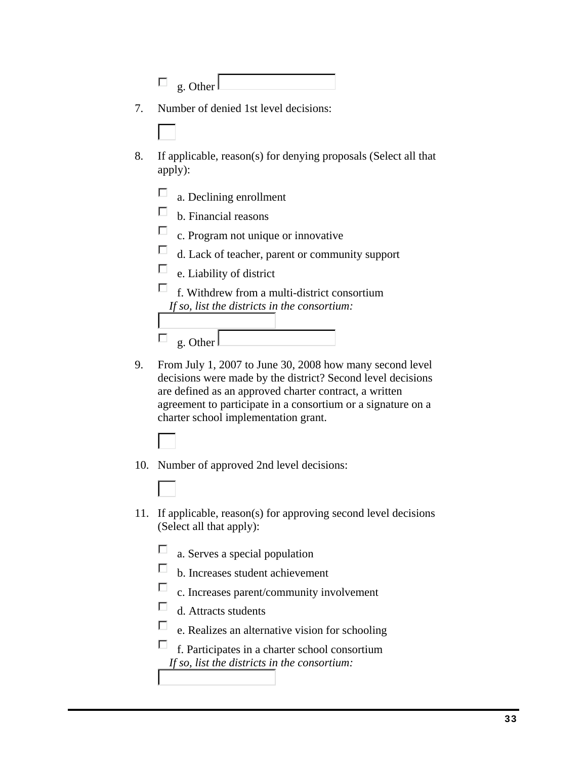- [ ] g. Other ______

7. Number of denied 1st level decisions:

   ______

8. If applicable, reason(s) for denying proposals (Select all that apply):

   - [ ] a. Declining enrollment
   - [ ] b. Financial reasons
   - [ ] c. Program not unique or innovative
   - [ ] d. Lack of teacher, parent or community support
   - [ ] e. Liability of district
   - [ ] f. Withdrew from a multi-district consortium
     *If so, list the districts in the consortium:*
     ______
   - [ ] g. Other ______

9. From July 1, 2007 to June 30, 2008 how many second level decisions were made by the district? Second level decisions are defined as an approved charter contract, a written agreement to participate in a consortium or a signature on a charter school implementation grant.

   ______

10. Number of approved 2nd level decisions:

    ______

11. If applicable, reason(s) for approving second level decisions (Select all that apply):

    - [ ] a. Serves a special population
    - [ ] b. Increases student achievement
    - [ ] c. Increases parent/community involvement
    - [ ] d. Attracts students
    - [ ] e. Realizes an alternative vision for schooling
    - [ ] f. Participates in a charter school consortium
      *If so, list the districts in the consortium:*
      ______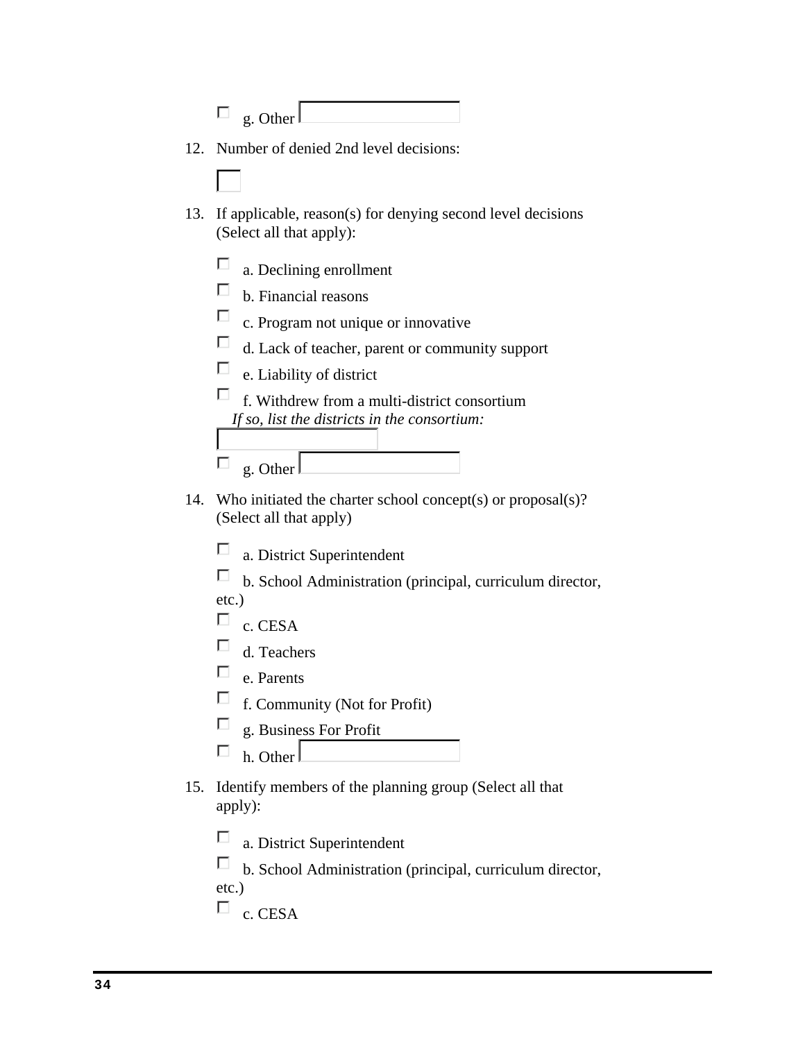- [ ] g. Other \_\_\_\_\_\_\_\_\_\_

12. Number of denied 2nd level decisions:

    \_\_\_\_\_

13. If applicable, reason(s) for denying second level decisions (Select all that apply):

    - [ ] a. Declining enrollment
    - [ ] b. Financial reasons
    - [ ] c. Program not unique or innovative
    - [ ] d. Lack of teacher, parent or community support
    - [ ] e. Liability of district
    - [ ] f. Withdrew from a multi-district consortium
      *If so, list the districts in the consortium:*
      \_\_\_\_\_\_\_\_\_\_
    - [ ] g. Other \_\_\_\_\_\_\_\_\_\_

14. Who initiated the charter school concept(s) or proposal(s)? (Select all that apply)

    - [ ] a. District Superintendent
    - [ ] b. School Administration (principal, curriculum director, etc.)
    - [ ] c. CESA
    - [ ] d. Teachers
    - [ ] e. Parents
    - [ ] f. Community (Not for Profit)
    - [ ] g. Business For Profit
    - [ ] h. Other \_\_\_\_\_\_\_\_\_\_

15. Identify members of the planning group (Select all that apply):

    - [ ] a. District Superintendent
    - [ ] b. School Administration (principal, curriculum director, etc.)
    - [ ] c. CESA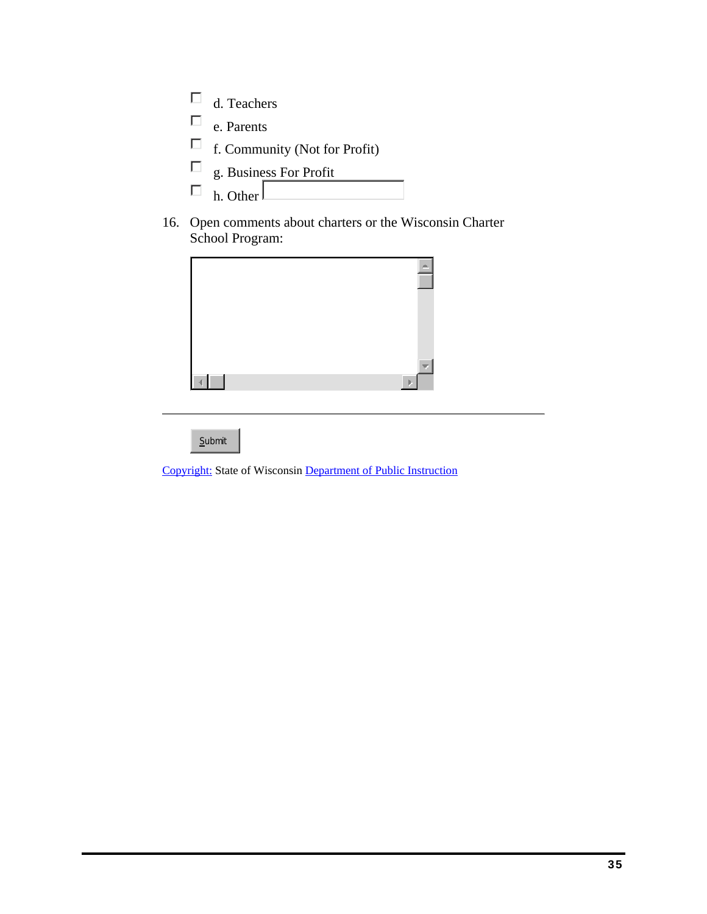- [ ] d. Teachers
- [ ] e. Parents
- [ ] f. Community (Not for Profit)
- [ ] g. Business For Profit
- [ ] h. Other

16. Open comments about charters or the Wisconsin Charter School Program:

---

Submit

Copyright: State of Wisconsin Department of Public Instruction